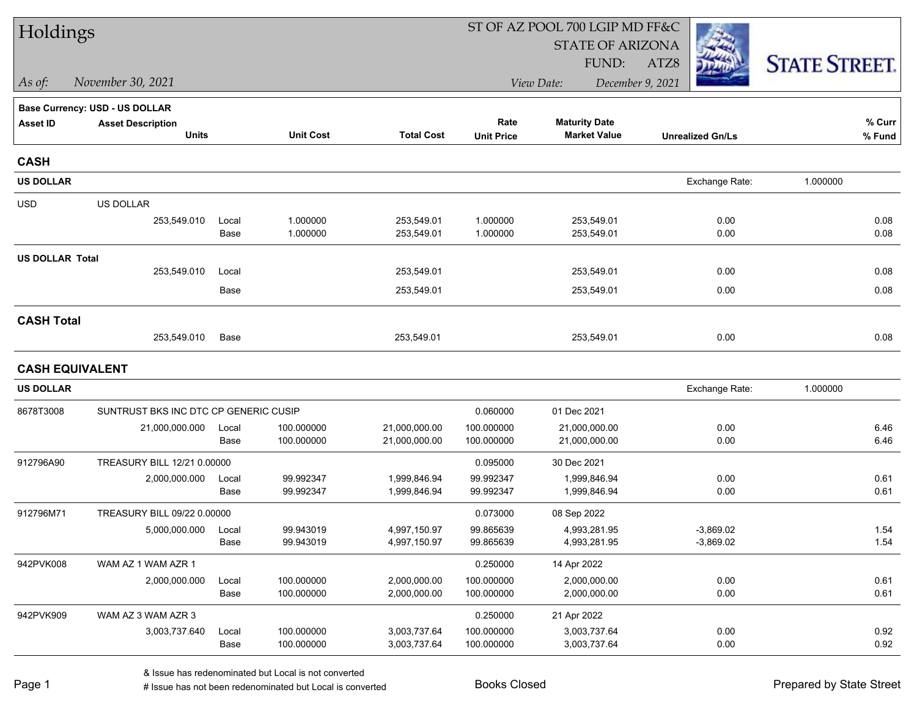# Holdings

ST OF AZ POOL 700 LGIP MD FF&C
STATE OF ARIZONA
FUND: ATZ8

*As of:* *November 30, 2021*

*View Date:* *December 9, 2021*

STATE STREET.

**Base Currency: USD - US DOLLAR**

| Asset ID | Asset Description / Units | | Unit Cost | Total Cost | Rate / Unit Price | Maturity Date / Market Value | Unrealized Gn/Ls | % Curr / % Fund |
|---|---|---|---|---|---|---|---|---|
| **CASH** | | | | | | | | |
| **US DOLLAR** | | | | | | | Exchange Rate: 1.000000 | |
| USD | US DOLLAR | | | | | | | |
| | 253,549.010 | Local | 1.000000 | 253,549.01 | 1.000000 | 253,549.01 | 0.00 | 0.08 |
| | | Base | 1.000000 | 253,549.01 | 1.000000 | 253,549.01 | 0.00 | 0.08 |
| **US DOLLAR Total** | | | | | | | | |
| | 253,549.010 | Local | | 253,549.01 | | 253,549.01 | 0.00 | 0.08 |
| | | Base | | 253,549.01 | | 253,549.01 | 0.00 | 0.08 |
| **CASH Total** | | | | | | | | |
| | 253,549.010 | Base | | 253,549.01 | | 253,549.01 | 0.00 | 0.08 |
| **CASH EQUIVALENT** | | | | | | | | |
| **US DOLLAR** | | | | | | | Exchange Rate: 1.000000 | |
| 8678T3008 | SUNTRUST BKS INC DTC CP GENERIC CUSIP | | | | 0.060000 | 01 Dec 2021 | | |
| | 21,000,000.000 | Local | 100.000000 | 21,000,000.00 | 100.000000 | 21,000,000.00 | 0.00 | 6.46 |
| | | Base | 100.000000 | 21,000,000.00 | 100.000000 | 21,000,000.00 | 0.00 | 6.46 |
| 912796A90 | TREASURY BILL 12/21 0.00000 | | | | 0.095000 | 30 Dec 2021 | | |
| | 2,000,000.000 | Local | 99.992347 | 1,999,846.94 | 99.992347 | 1,999,846.94 | 0.00 | 0.61 |
| | | Base | 99.992347 | 1,999,846.94 | 99.992347 | 1,999,846.94 | 0.00 | 0.61 |
| 912796M71 | TREASURY BILL 09/22 0.00000 | | | | 0.073000 | 08 Sep 2022 | | |
| | 5,000,000.000 | Local | 99.943019 | 4,997,150.97 | 99.865639 | 4,993,281.95 | -3,869.02 | 1.54 |
| | | Base | 99.943019 | 4,997,150.97 | 99.865639 | 4,993,281.95 | -3,869.02 | 1.54 |
| 942PVK008 | WAM AZ 1 WAM AZR 1 | | | | 0.250000 | 14 Apr 2022 | | |
| | 2,000,000.000 | Local | 100.000000 | 2,000,000.00 | 100.000000 | 2,000,000.00 | 0.00 | 0.61 |
| | | Base | 100.000000 | 2,000,000.00 | 100.000000 | 2,000,000.00 | 0.00 | 0.61 |
| 942PVK909 | WAM AZ 3 WAM AZR 3 | | | | 0.250000 | 21 Apr 2022 | | |
| | 3,003,737.640 | Local | 100.000000 | 3,003,737.64 | 100.000000 | 3,003,737.64 | 0.00 | 0.92 |
| | | Base | 100.000000 | 3,003,737.64 | 100.000000 | 3,003,737.64 | 0.00 | 0.92 |

& Issue has redenominated but Local is not converted
# Issue has not been redenominated but Local is converted

Books Closed

Prepared by State Street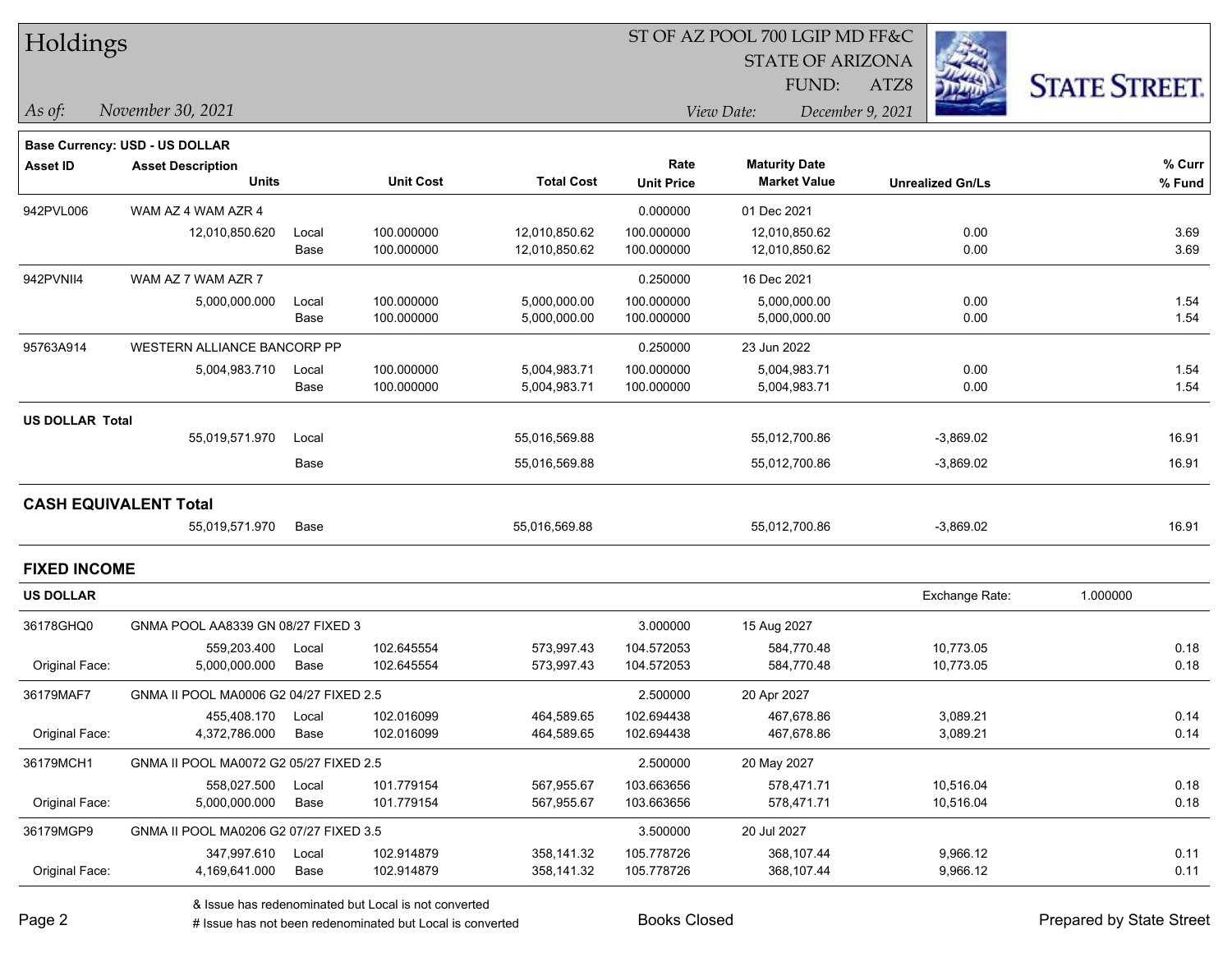# Holdings

ST OF AZ POOL 700 LGIP MD FF&C
STATE OF ARIZONA
FUND: ATZ8

*As of:* *November 30, 2021*

*View Date:* *December 9, 2021*

**Base Currency: USD - US DOLLAR**

| Asset ID | Asset Description / Units | | Unit Cost | Total Cost | Rate / Unit Price | Maturity Date / Market Value | Unrealized Gn/Ls | % Curr / % Fund |
|---|---|---|---|---|---|---|---|---|
| 942PVL006 | WAM AZ 4 WAM AZR 4 | | | | 0.000000 | 01 Dec 2021 | | |
| | 12,010,850.620 | Local | 100.000000 | 12,010,850.62 | 100.000000 | 12,010,850.62 | 0.00 | 3.69 |
| | | Base | 100.000000 | 12,010,850.62 | 100.000000 | 12,010,850.62 | 0.00 | 3.69 |
| 942PVNII4 | WAM AZ 7 WAM AZR 7 | | | | 0.250000 | 16 Dec 2021 | | |
| | 5,000,000.000 | Local | 100.000000 | 5,000,000.00 | 100.000000 | 5,000,000.00 | 0.00 | 1.54 |
| | | Base | 100.000000 | 5,000,000.00 | 100.000000 | 5,000,000.00 | 0.00 | 1.54 |
| 95763A914 | WESTERN ALLIANCE BANCORP PP | | | | 0.250000 | 23 Jun 2022 | | |
| | 5,004,983.710 | Local | 100.000000 | 5,004,983.71 | 100.000000 | 5,004,983.71 | 0.00 | 1.54 |
| | | Base | 100.000000 | 5,004,983.71 | 100.000000 | 5,004,983.71 | 0.00 | 1.54 |
| **US DOLLAR Total** | | | | | | | | |
| | 55,019,571.970 | Local | | 55,016,569.88 | | 55,012,700.86 | -3,869.02 | 16.91 |
| | | Base | | 55,016,569.88 | | 55,012,700.86 | -3,869.02 | 16.91 |
| **CASH EQUIVALENT Total** | | | | | | | | |
| | 55,019,571.970 | Base | | 55,016,569.88 | | 55,012,700.86 | -3,869.02 | 16.91 |

## FIXED INCOME

**US DOLLAR** — Exchange Rate: 1.000000

| Asset ID | Asset Description / Units | | Unit Cost | Total Cost | Rate / Unit Price | Maturity Date / Market Value | Unrealized Gn/Ls | % Curr / % Fund |
|---|---|---|---|---|---|---|---|---|
| 36178GHQ0 | GNMA POOL AA8339 GN 08/27 FIXED 3 | | | | 3.000000 | 15 Aug 2027 | | |
| | 559,203.400 | Local | 102.645554 | 573,997.43 | 104.572053 | 584,770.48 | 10,773.05 | 0.18 |
| Original Face: | 5,000,000.000 | Base | 102.645554 | 573,997.43 | 104.572053 | 584,770.48 | 10,773.05 | 0.18 |
| 36179MAF7 | GNMA II POOL MA0006 G2 04/27 FIXED 2.5 | | | | 2.500000 | 20 Apr 2027 | | |
| | 455,408.170 | Local | 102.016099 | 464,589.65 | 102.694438 | 467,678.86 | 3,089.21 | 0.14 |
| Original Face: | 4,372,786.000 | Base | 102.016099 | 464,589.65 | 102.694438 | 467,678.86 | 3,089.21 | 0.14 |
| 36179MCH1 | GNMA II POOL MA0072 G2 05/27 FIXED 2.5 | | | | 2.500000 | 20 May 2027 | | |
| | 558,027.500 | Local | 101.779154 | 567,955.67 | 103.663656 | 578,471.71 | 10,516.04 | 0.18 |
| Original Face: | 5,000,000.000 | Base | 101.779154 | 567,955.67 | 103.663656 | 578,471.71 | 10,516.04 | 0.18 |
| 36179MGP9 | GNMA II POOL MA0206 G2 07/27 FIXED 3.5 | | | | 3.500000 | 20 Jul 2027 | | |
| | 347,997.610 | Local | 102.914879 | 358,141.32 | 105.778726 | 368,107.44 | 9,966.12 | 0.11 |
| Original Face: | 4,169,641.000 | Base | 102.914879 | 358,141.32 | 105.778726 | 368,107.44 | 9,966.12 | 0.11 |

& Issue has redenominated but Local is not converted
# Issue has not been redenominated but Local is converted

Books Closed

Prepared by State Street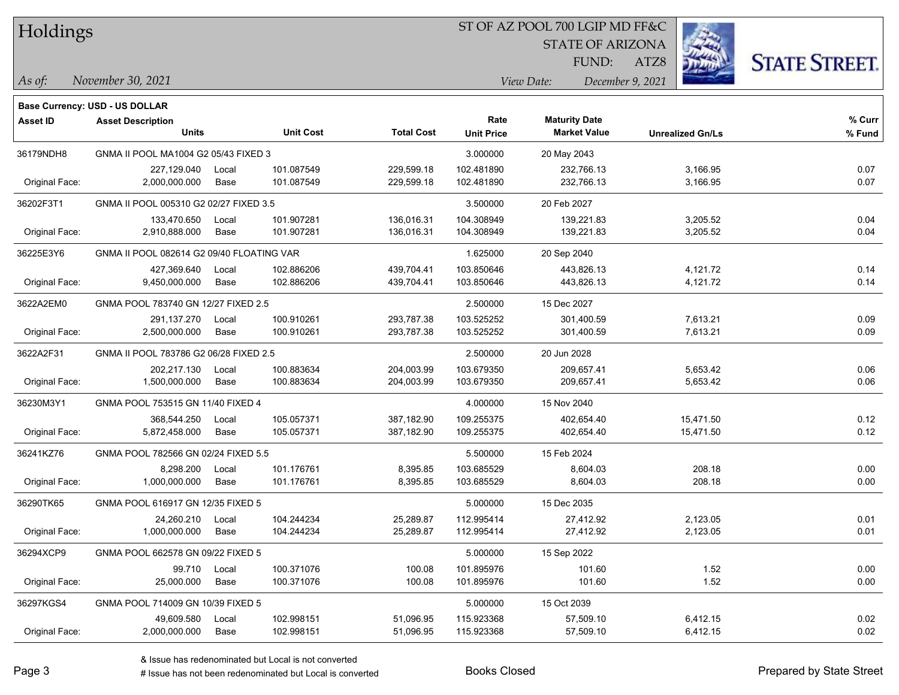# Holdings

ST OF AZ POOL 700 LGIP MD FF&C
STATE OF ARIZONA
FUND: ATZ8

*As of:* *November 30, 2021*

*View Date:* *December 9, 2021*

**Base Currency: USD - US DOLLAR**

| Asset ID | Asset Description / Units | | Unit Cost | Total Cost | Rate / Unit Price | Maturity Date / Market Value | Unrealized Gn/Ls | % Curr / % Fund |
|---|---|---|---|---|---|---|---|---|
| 36179NDH8 | GNMA II POOL MA1004 G2 05/43 FIXED 3 | | | | 3.000000 | 20 May 2043 | | |
| | 227,129.040 | Local | 101.087549 | 229,599.18 | 102.481890 | 232,766.13 | 3,166.95 | 0.07 |
| Original Face: | 2,000,000.000 | Base | 101.087549 | 229,599.18 | 102.481890 | 232,766.13 | 3,166.95 | 0.07 |
| 36202F3T1 | GNMA II POOL 005310 G2 02/27 FIXED 3.5 | | | | 3.500000 | 20 Feb 2027 | | |
| | 133,470.650 | Local | 101.907281 | 136,016.31 | 104.308949 | 139,221.83 | 3,205.52 | 0.04 |
| Original Face: | 2,910,888.000 | Base | 101.907281 | 136,016.31 | 104.308949 | 139,221.83 | 3,205.52 | 0.04 |
| 36225E3Y6 | GNMA II POOL 082614 G2 09/40 FLOATING VAR | | | | 1.625000 | 20 Sep 2040 | | |
| | 427,369.640 | Local | 102.886206 | 439,704.41 | 103.850646 | 443,826.13 | 4,121.72 | 0.14 |
| Original Face: | 9,450,000.000 | Base | 102.886206 | 439,704.41 | 103.850646 | 443,826.13 | 4,121.72 | 0.14 |
| 3622A2EM0 | GNMA POOL 783740 GN 12/27 FIXED 2.5 | | | | 2.500000 | 15 Dec 2027 | | |
| | 291,137.270 | Local | 100.910261 | 293,787.38 | 103.525252 | 301,400.59 | 7,613.21 | 0.09 |
| Original Face: | 2,500,000.000 | Base | 100.910261 | 293,787.38 | 103.525252 | 301,400.59 | 7,613.21 | 0.09 |
| 3622A2F31 | GNMA II POOL 783786 G2 06/28 FIXED 2.5 | | | | 2.500000 | 20 Jun 2028 | | |
| | 202,217.130 | Local | 100.883634 | 204,003.99 | 103.679350 | 209,657.41 | 5,653.42 | 0.06 |
| Original Face: | 1,500,000.000 | Base | 100.883634 | 204,003.99 | 103.679350 | 209,657.41 | 5,653.42 | 0.06 |
| 36230M3Y1 | GNMA POOL 753515 GN 11/40 FIXED 4 | | | | 4.000000 | 15 Nov 2040 | | |
| | 368,544.250 | Local | 105.057371 | 387,182.90 | 109.255375 | 402,654.40 | 15,471.50 | 0.12 |
| Original Face: | 5,872,458.000 | Base | 105.057371 | 387,182.90 | 109.255375 | 402,654.40 | 15,471.50 | 0.12 |
| 36241KZ76 | GNMA POOL 782566 GN 02/24 FIXED 5.5 | | | | 5.500000 | 15 Feb 2024 | | |
| | 8,298.200 | Local | 101.176761 | 8,395.85 | 103.685529 | 8,604.03 | 208.18 | 0.00 |
| Original Face: | 1,000,000.000 | Base | 101.176761 | 8,395.85 | 103.685529 | 8,604.03 | 208.18 | 0.00 |
| 36290TK65 | GNMA POOL 616917 GN 12/35 FIXED 5 | | | | 5.000000 | 15 Dec 2035 | | |
| | 24,260.210 | Local | 104.244234 | 25,289.87 | 112.995414 | 27,412.92 | 2,123.05 | 0.01 |
| Original Face: | 1,000,000.000 | Base | 104.244234 | 25,289.87 | 112.995414 | 27,412.92 | 2,123.05 | 0.01 |
| 36294XCP9 | GNMA POOL 662578 GN 09/22 FIXED 5 | | | | 5.000000 | 15 Sep 2022 | | |
| | 99.710 | Local | 100.371076 | 100.08 | 101.895976 | 101.60 | 1.52 | 0.00 |
| Original Face: | 25,000.000 | Base | 100.371076 | 100.08 | 101.895976 | 101.60 | 1.52 | 0.00 |
| 36297KGS4 | GNMA POOL 714009 GN 10/39 FIXED 5 | | | | 5.000000 | 15 Oct 2039 | | |
| | 49,609.580 | Local | 102.998151 | 51,096.95 | 115.923368 | 57,509.10 | 6,412.15 | 0.02 |
| Original Face: | 2,000,000.000 | Base | 102.998151 | 51,096.95 | 115.923368 | 57,509.10 | 6,412.15 | 0.02 |

& Issue has redenominated but Local is not converted
# Issue has not been redenominated but Local is converted

Books Closed

Prepared by State Street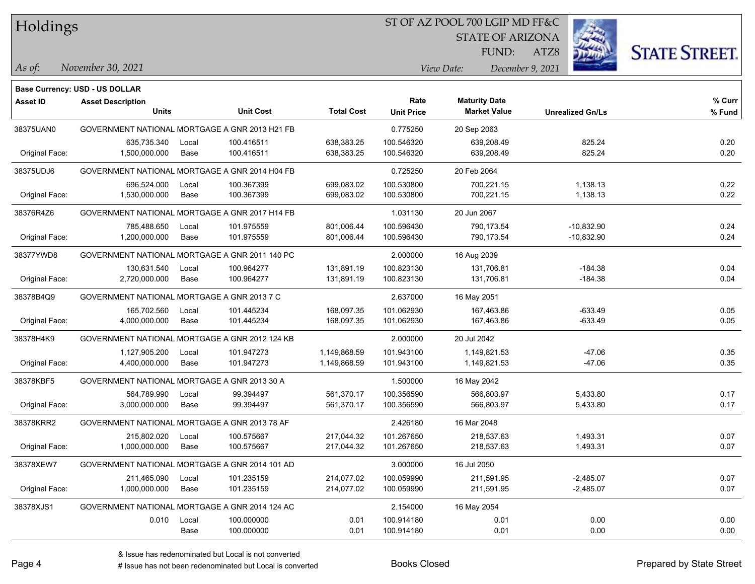**Base Currency: USD - US DOLLAR**

| Asset ID | Asset Description / Units | | Unit Cost | Total Cost | Rate / Unit Price | Maturity Date / Market Value | Unrealized Gn/Ls | % Curr / % Fund |
|---|---|---|---|---|---|---|---|---|
| 38375UAN0 | GOVERNMENT NATIONAL MORTGAGE A GNR 2013 H21 FB | | | | 0.775250 | 20 Sep 2063 | | |
| | 635,735.340 | Local | 100.416511 | 638,383.25 | 100.546320 | 639,208.49 | 825.24 | 0.20 |
| Original Face: | 1,500,000.000 | Base | 100.416511 | 638,383.25 | 100.546320 | 639,208.49 | 825.24 | 0.20 |
| 38375UDJ6 | GOVERNMENT NATIONAL MORTGAGE A GNR 2014 H04 FB | | | | 0.725250 | 20 Feb 2064 | | |
| | 696,524.000 | Local | 100.367399 | 699,083.02 | 100.530800 | 700,221.15 | 1,138.13 | 0.22 |
| Original Face: | 1,530,000.000 | Base | 100.367399 | 699,083.02 | 100.530800 | 700,221.15 | 1,138.13 | 0.22 |
| 38376R4Z6 | GOVERNMENT NATIONAL MORTGAGE A GNR 2017 H14 FB | | | | 1.031130 | 20 Jun 2067 | | |
| | 785,488.650 | Local | 101.975559 | 801,006.44 | 100.596430 | 790,173.54 | -10,832.90 | 0.24 |
| Original Face: | 1,200,000.000 | Base | 101.975559 | 801,006.44 | 100.596430 | 790,173.54 | -10,832.90 | 0.24 |
| 38377YWD8 | GOVERNMENT NATIONAL MORTGAGE A GNR 2011 140 PC | | | | 2.000000 | 16 Aug 2039 | | |
| | 130,631.540 | Local | 100.964277 | 131,891.19 | 100.823130 | 131,706.81 | -184.38 | 0.04 |
| Original Face: | 2,720,000.000 | Base | 100.964277 | 131,891.19 | 100.823130 | 131,706.81 | -184.38 | 0.04 |
| 38378B4Q9 | GOVERNMENT NATIONAL MORTGAGE A GNR 2013 7 C | | | | 2.637000 | 16 May 2051 | | |
| | 165,702.560 | Local | 101.445234 | 168,097.35 | 101.062930 | 167,463.86 | -633.49 | 0.05 |
| Original Face: | 4,000,000.000 | Base | 101.445234 | 168,097.35 | 101.062930 | 167,463.86 | -633.49 | 0.05 |
| 38378H4K9 | GOVERNMENT NATIONAL MORTGAGE A GNR 2012 124 KB | | | | 2.000000 | 20 Jul 2042 | | |
| | 1,127,905.200 | Local | 101.947273 | 1,149,868.59 | 101.943100 | 1,149,821.53 | -47.06 | 0.35 |
| Original Face: | 4,400,000.000 | Base | 101.947273 | 1,149,868.59 | 101.943100 | 1,149,821.53 | -47.06 | 0.35 |
| 38378KBF5 | GOVERNMENT NATIONAL MORTGAGE A GNR 2013 30 A | | | | 1.500000 | 16 May 2042 | | |
| | 564,789.990 | Local | 99.394497 | 561,370.17 | 100.356590 | 566,803.97 | 5,433.80 | 0.17 |
| Original Face: | 3,000,000.000 | Base | 99.394497 | 561,370.17 | 100.356590 | 566,803.97 | 5,433.80 | 0.17 |
| 38378KRR2 | GOVERNMENT NATIONAL MORTGAGE A GNR 2013 78 AF | | | | 2.426180 | 16 Mar 2048 | | |
| | 215,802.020 | Local | 100.575667 | 217,044.32 | 101.267650 | 218,537.63 | 1,493.31 | 0.07 |
| Original Face: | 1,000,000.000 | Base | 100.575667 | 217,044.32 | 101.267650 | 218,537.63 | 1,493.31 | 0.07 |
| 38378XEW7 | GOVERNMENT NATIONAL MORTGAGE A GNR 2014 101 AD | | | | 3.000000 | 16 Jul 2050 | | |
| | 211,465.090 | Local | 101.235159 | 214,077.02 | 100.059990 | 211,591.95 | -2,485.07 | 0.07 |
| Original Face: | 1,000,000.000 | Base | 101.235159 | 214,077.02 | 100.059990 | 211,591.95 | -2,485.07 | 0.07 |
| 38378XJS1 | GOVERNMENT NATIONAL MORTGAGE A GNR 2014 124 AC | | | | 2.154000 | 16 May 2054 | | |
| | 0.010 | Local | 100.000000 | 0.01 | 100.914180 | 0.01 | 0.00 | 0.00 |
| | | Base | 100.000000 | 0.01 | 100.914180 | 0.01 | 0.00 | 0.00 |

& Issue has redenominated but Local is not converted

# Issue has not been redenominated but Local is converted

Books Closed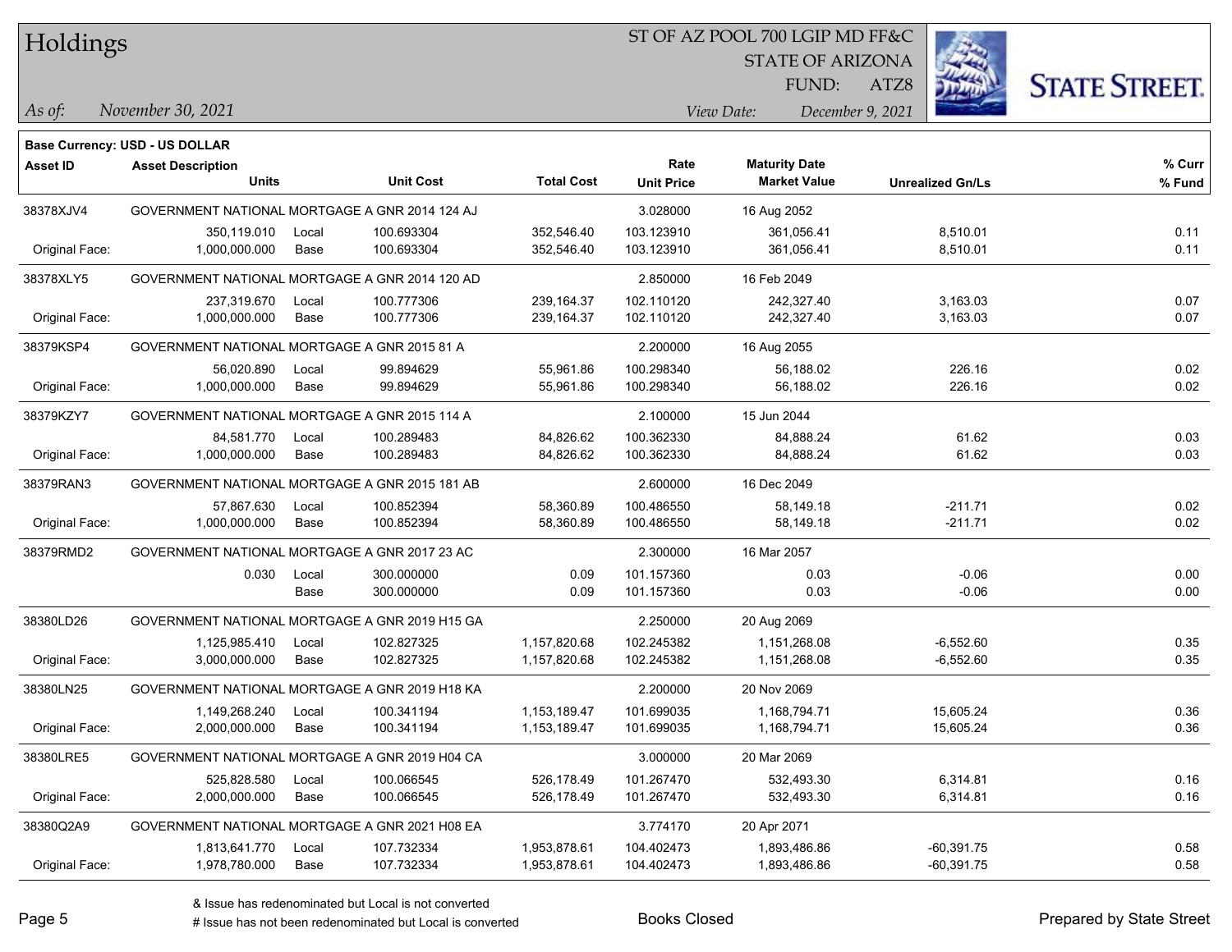# Holdings

ST OF AZ POOL 700 LGIP MD FF&C
STATE OF ARIZONA
FUND: ATZ8

*As of:* *November 30, 2021*

*View Date:* *December 9, 2021*

**Base Currency: USD - US DOLLAR**

| Asset ID | Asset Description / Units | | Unit Cost | Total Cost | Rate / Unit Price | Maturity Date / Market Value | Unrealized Gn/Ls | % Curr / % Fund |
|---|---|---|---|---|---|---|---|---|
| 38378XJV4 | GOVERNMENT NATIONAL MORTGAGE A GNR 2014 124 AJ | | | | 3.028000 | 16 Aug 2052 | | |
| | 350,119.010 | Local | 100.693304 | 352,546.40 | 103.123910 | 361,056.41 | 8,510.01 | 0.11 |
| Original Face: | 1,000,000.000 | Base | 100.693304 | 352,546.40 | 103.123910 | 361,056.41 | 8,510.01 | 0.11 |
| 38378XLY5 | GOVERNMENT NATIONAL MORTGAGE A GNR 2014 120 AD | | | | 2.850000 | 16 Feb 2049 | | |
| | 237,319.670 | Local | 100.777306 | 239,164.37 | 102.110120 | 242,327.40 | 3,163.03 | 0.07 |
| Original Face: | 1,000,000.000 | Base | 100.777306 | 239,164.37 | 102.110120 | 242,327.40 | 3,163.03 | 0.07 |
| 38379KSP4 | GOVERNMENT NATIONAL MORTGAGE A GNR 2015 81 A | | | | 2.200000 | 16 Aug 2055 | | |
| | 56,020.890 | Local | 99.894629 | 55,961.86 | 100.298340 | 56,188.02 | 226.16 | 0.02 |
| Original Face: | 1,000,000.000 | Base | 99.894629 | 55,961.86 | 100.298340 | 56,188.02 | 226.16 | 0.02 |
| 38379KZY7 | GOVERNMENT NATIONAL MORTGAGE A GNR 2015 114 A | | | | 2.100000 | 15 Jun 2044 | | |
| | 84,581.770 | Local | 100.289483 | 84,826.62 | 100.362330 | 84,888.24 | 61.62 | 0.03 |
| Original Face: | 1,000,000.000 | Base | 100.289483 | 84,826.62 | 100.362330 | 84,888.24 | 61.62 | 0.03 |
| 38379RAN3 | GOVERNMENT NATIONAL MORTGAGE A GNR 2015 181 AB | | | | 2.600000 | 16 Dec 2049 | | |
| | 57,867.630 | Local | 100.852394 | 58,360.89 | 100.486550 | 58,149.18 | -211.71 | 0.02 |
| Original Face: | 1,000,000.000 | Base | 100.852394 | 58,360.89 | 100.486550 | 58,149.18 | -211.71 | 0.02 |
| 38379RMD2 | GOVERNMENT NATIONAL MORTGAGE A GNR 2017 23 AC | | | | 2.300000 | 16 Mar 2057 | | |
| | 0.030 | Local | 300.000000 | 0.09 | 101.157360 | 0.03 | -0.06 | 0.00 |
| | | Base | 300.000000 | 0.09 | 101.157360 | 0.03 | -0.06 | 0.00 |
| 38380LD26 | GOVERNMENT NATIONAL MORTGAGE A GNR 2019 H15 GA | | | | 2.250000 | 20 Aug 2069 | | |
| | 1,125,985.410 | Local | 102.827325 | 1,157,820.68 | 102.245382 | 1,151,268.08 | -6,552.60 | 0.35 |
| Original Face: | 3,000,000.000 | Base | 102.827325 | 1,157,820.68 | 102.245382 | 1,151,268.08 | -6,552.60 | 0.35 |
| 38380LN25 | GOVERNMENT NATIONAL MORTGAGE A GNR 2019 H18 KA | | | | 2.200000 | 20 Nov 2069 | | |
| | 1,149,268.240 | Local | 100.341194 | 1,153,189.47 | 101.699035 | 1,168,794.71 | 15,605.24 | 0.36 |
| Original Face: | 2,000,000.000 | Base | 100.341194 | 1,153,189.47 | 101.699035 | 1,168,794.71 | 15,605.24 | 0.36 |
| 38380LRE5 | GOVERNMENT NATIONAL MORTGAGE A GNR 2019 H04 CA | | | | 3.000000 | 20 Mar 2069 | | |
| | 525,828.580 | Local | 100.066545 | 526,178.49 | 101.267470 | 532,493.30 | 6,314.81 | 0.16 |
| Original Face: | 2,000,000.000 | Base | 100.066545 | 526,178.49 | 101.267470 | 532,493.30 | 6,314.81 | 0.16 |
| 38380Q2A9 | GOVERNMENT NATIONAL MORTGAGE A GNR 2021 H08 EA | | | | 3.774170 | 20 Apr 2071 | | |
| | 1,813,641.770 | Local | 107.732334 | 1,953,878.61 | 104.402473 | 1,893,486.86 | -60,391.75 | 0.58 |
| Original Face: | 1,978,780.000 | Base | 107.732334 | 1,953,878.61 | 104.402473 | 1,893,486.86 | -60,391.75 | 0.58 |

& Issue has redenominated but Local is not converted

# Issue has not been redenominated but Local is converted

Books Closed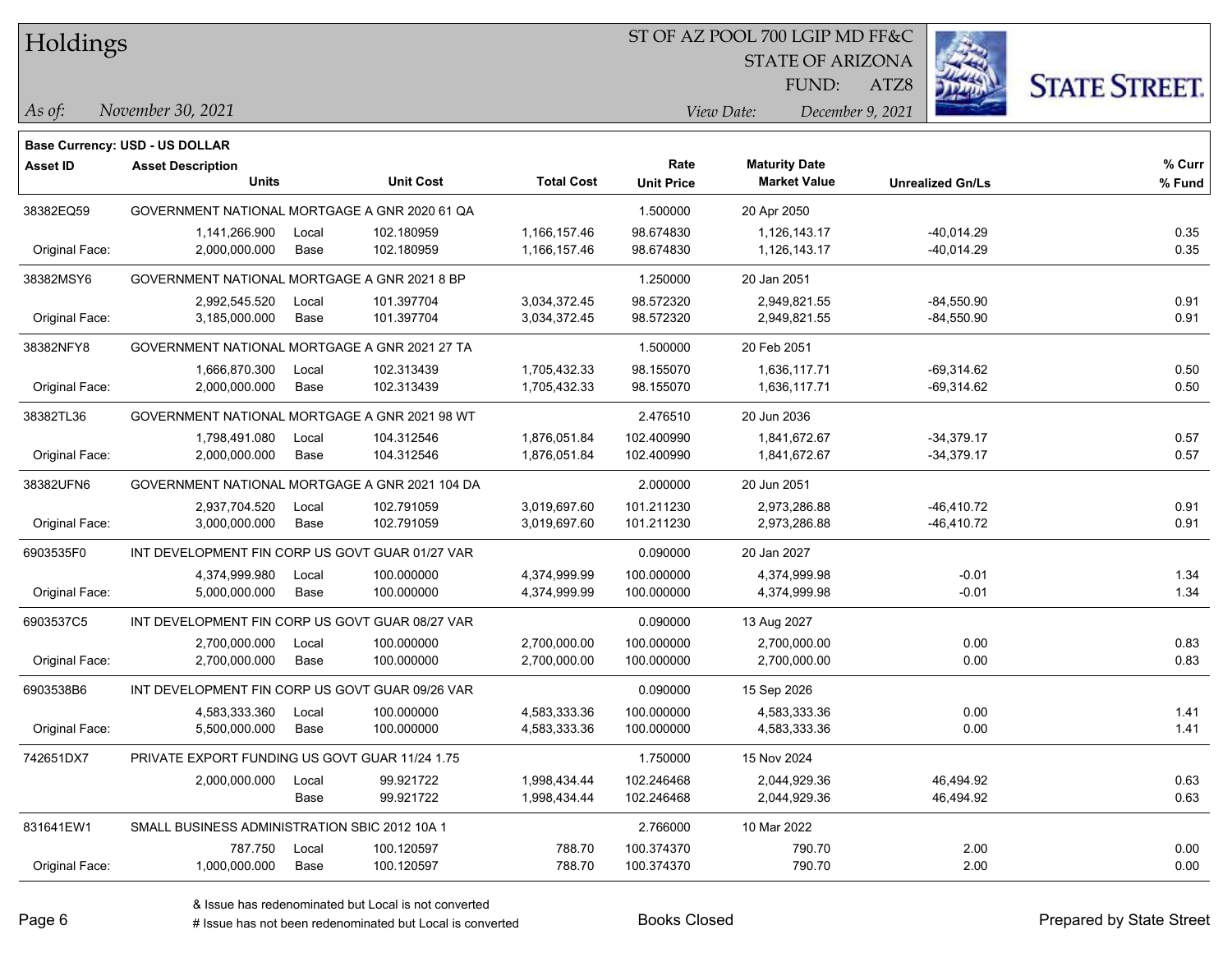# Holdings

ST OF AZ POOL 700 LGIP MD FF&C
STATE OF ARIZONA
FUND: ATZ8

*As of:* *November 30, 2021*

*View Date:* *December 9, 2021*

**Base Currency: USD - US DOLLAR**

| Asset ID | Asset Description / Units | | Unit Cost | Total Cost | Rate / Unit Price | Maturity Date / Market Value | Unrealized Gn/Ls | % Curr / % Fund |
|---|---|---|---|---|---|---|---|---|
| 38382EQ59 | GOVERNMENT NATIONAL MORTGAGE A GNR 2020 61 QA | | | | 1.500000 | 20 Apr 2050 | | |
| | 1,141,266.900 | Local | 102.180959 | 1,166,157.46 | 98.674830 | 1,126,143.17 | -40,014.29 | 0.35 |
| Original Face: | 2,000,000.000 | Base | 102.180959 | 1,166,157.46 | 98.674830 | 1,126,143.17 | -40,014.29 | 0.35 |
| 38382MSY6 | GOVERNMENT NATIONAL MORTGAGE A GNR 2021 8 BP | | | | 1.250000 | 20 Jan 2051 | | |
| | 2,992,545.520 | Local | 101.397704 | 3,034,372.45 | 98.572320 | 2,949,821.55 | -84,550.90 | 0.91 |
| Original Face: | 3,185,000.000 | Base | 101.397704 | 3,034,372.45 | 98.572320 | 2,949,821.55 | -84,550.90 | 0.91 |
| 38382NFY8 | GOVERNMENT NATIONAL MORTGAGE A GNR 2021 27 TA | | | | 1.500000 | 20 Feb 2051 | | |
| | 1,666,870.300 | Local | 102.313439 | 1,705,432.33 | 98.155070 | 1,636,117.71 | -69,314.62 | 0.50 |
| Original Face: | 2,000,000.000 | Base | 102.313439 | 1,705,432.33 | 98.155070 | 1,636,117.71 | -69,314.62 | 0.50 |
| 38382TL36 | GOVERNMENT NATIONAL MORTGAGE A GNR 2021 98 WT | | | | 2.476510 | 20 Jun 2036 | | |
| | 1,798,491.080 | Local | 104.312546 | 1,876,051.84 | 102.400990 | 1,841,672.67 | -34,379.17 | 0.57 |
| Original Face: | 2,000,000.000 | Base | 104.312546 | 1,876,051.84 | 102.400990 | 1,841,672.67 | -34,379.17 | 0.57 |
| 38382UFN6 | GOVERNMENT NATIONAL MORTGAGE A GNR 2021 104 DA | | | | 2.000000 | 20 Jun 2051 | | |
| | 2,937,704.520 | Local | 102.791059 | 3,019,697.60 | 101.211230 | 2,973,286.88 | -46,410.72 | 0.91 |
| Original Face: | 3,000,000.000 | Base | 102.791059 | 3,019,697.60 | 101.211230 | 2,973,286.88 | -46,410.72 | 0.91 |
| 6903535F0 | INT DEVELOPMENT FIN CORP US GOVT GUAR 01/27 VAR | | | | 0.090000 | 20 Jan 2027 | | |
| | 4,374,999.980 | Local | 100.000000 | 4,374,999.99 | 100.000000 | 4,374,999.98 | -0.01 | 1.34 |
| Original Face: | 5,000,000.000 | Base | 100.000000 | 4,374,999.99 | 100.000000 | 4,374,999.98 | -0.01 | 1.34 |
| 6903537C5 | INT DEVELOPMENT FIN CORP US GOVT GUAR 08/27 VAR | | | | 0.090000 | 13 Aug 2027 | | |
| | 2,700,000.000 | Local | 100.000000 | 2,700,000.00 | 100.000000 | 2,700,000.00 | 0.00 | 0.83 |
| Original Face: | 2,700,000.000 | Base | 100.000000 | 2,700,000.00 | 100.000000 | 2,700,000.00 | 0.00 | 0.83 |
| 6903538B6 | INT DEVELOPMENT FIN CORP US GOVT GUAR 09/26 VAR | | | | 0.090000 | 15 Sep 2026 | | |
| | 4,583,333.360 | Local | 100.000000 | 4,583,333.36 | 100.000000 | 4,583,333.36 | 0.00 | 1.41 |
| Original Face: | 5,500,000.000 | Base | 100.000000 | 4,583,333.36 | 100.000000 | 4,583,333.36 | 0.00 | 1.41 |
| 742651DX7 | PRIVATE EXPORT FUNDING US GOVT GUAR 11/24 1.75 | | | | 1.750000 | 15 Nov 2024 | | |
| | 2,000,000.000 | Local | 99.921722 | 1,998,434.44 | 102.246468 | 2,044,929.36 | 46,494.92 | 0.63 |
| | | Base | 99.921722 | 1,998,434.44 | 102.246468 | 2,044,929.36 | 46,494.92 | 0.63 |
| 831641EW1 | SMALL BUSINESS ADMINISTRATION SBIC 2012 10A 1 | | | | 2.766000 | 10 Mar 2022 | | |
| | 787.750 | Local | 100.120597 | 788.70 | 100.374370 | 790.70 | 2.00 | 0.00 |
| Original Face: | 1,000,000.000 | Base | 100.120597 | 788.70 | 100.374370 | 790.70 | 2.00 | 0.00 |

& Issue has redenominated but Local is not converted

# Issue has not been redenominated but Local is converted

Books Closed

Prepared by State Street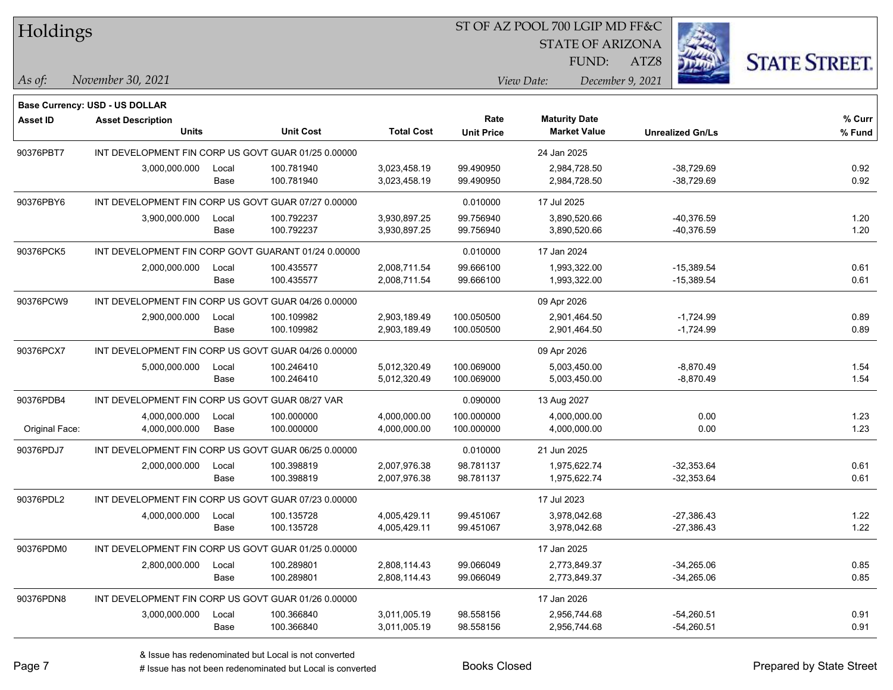# Holdings

ST OF AZ POOL 700 LGIP MD FF&C
STATE OF ARIZONA
FUND: ATZ8

*As of:* *November 30, 2021* *View Date:* *December 9, 2021*

**Base Currency: USD - US DOLLAR**

| Asset ID | Asset Description / Units | | Unit Cost | Total Cost | Rate / Unit Price | Maturity Date / Market Value | Unrealized Gn/Ls | % Curr / % Fund |
|---|---|---|---|---|---|---|---|---|
| 90376PBT7 | INT DEVELOPMENT FIN CORP US GOVT GUAR 01/25 0.00000 | | | | | 24 Jan 2025 | | |
| | 3,000,000.000 | Local | 100.781940 | 3,023,458.19 | 99.490950 | 2,984,728.50 | -38,729.69 | 0.92 |
| | | Base | 100.781940 | 3,023,458.19 | 99.490950 | 2,984,728.50 | -38,729.69 | 0.92 |
| 90376PBY6 | INT DEVELOPMENT FIN CORP US GOVT GUAR 07/27 0.00000 | | | | 0.010000 | 17 Jul 2025 | | |
| | 3,900,000.000 | Local | 100.792237 | 3,930,897.25 | 99.756940 | 3,890,520.66 | -40,376.59 | 1.20 |
| | | Base | 100.792237 | 3,930,897.25 | 99.756940 | 3,890,520.66 | -40,376.59 | 1.20 |
| 90376PCK5 | INT DEVELOPMENT FIN CORP GOVT GUARANT 01/24 0.00000 | | | | 0.010000 | 17 Jan 2024 | | |
| | 2,000,000.000 | Local | 100.435577 | 2,008,711.54 | 99.666100 | 1,993,322.00 | -15,389.54 | 0.61 |
| | | Base | 100.435577 | 2,008,711.54 | 99.666100 | 1,993,322.00 | -15,389.54 | 0.61 |
| 90376PCW9 | INT DEVELOPMENT FIN CORP US GOVT GUAR 04/26 0.00000 | | | | | 09 Apr 2026 | | |
| | 2,900,000.000 | Local | 100.109982 | 2,903,189.49 | 100.050500 | 2,901,464.50 | -1,724.99 | 0.89 |
| | | Base | 100.109982 | 2,903,189.49 | 100.050500 | 2,901,464.50 | -1,724.99 | 0.89 |
| 90376PCX7 | INT DEVELOPMENT FIN CORP US GOVT GUAR 04/26 0.00000 | | | | | 09 Apr 2026 | | |
| | 5,000,000.000 | Local | 100.246410 | 5,012,320.49 | 100.069000 | 5,003,450.00 | -8,870.49 | 1.54 |
| | | Base | 100.246410 | 5,012,320.49 | 100.069000 | 5,003,450.00 | -8,870.49 | 1.54 |
| 90376PDB4 | INT DEVELOPMENT FIN CORP US GOVT GUAR 08/27 VAR | | | | 0.090000 | 13 Aug 2027 | | |
| | 4,000,000.000 | Local | 100.000000 | 4,000,000.00 | 100.000000 | 4,000,000.00 | 0.00 | 1.23 |
| Original Face: | 4,000,000.000 | Base | 100.000000 | 4,000,000.00 | 100.000000 | 4,000,000.00 | 0.00 | 1.23 |
| 90376PDJ7 | INT DEVELOPMENT FIN CORP US GOVT GUAR 06/25 0.00000 | | | | 0.010000 | 21 Jun 2025 | | |
| | 2,000,000.000 | Local | 100.398819 | 2,007,976.38 | 98.781137 | 1,975,622.74 | -32,353.64 | 0.61 |
| | | Base | 100.398819 | 2,007,976.38 | 98.781137 | 1,975,622.74 | -32,353.64 | 0.61 |
| 90376PDL2 | INT DEVELOPMENT FIN CORP US GOVT GUAR 07/23 0.00000 | | | | | 17 Jul 2023 | | |
| | 4,000,000.000 | Local | 100.135728 | 4,005,429.11 | 99.451067 | 3,978,042.68 | -27,386.43 | 1.22 |
| | | Base | 100.135728 | 4,005,429.11 | 99.451067 | 3,978,042.68 | -27,386.43 | 1.22 |
| 90376PDM0 | INT DEVELOPMENT FIN CORP US GOVT GUAR 01/25 0.00000 | | | | | 17 Jan 2025 | | |
| | 2,800,000.000 | Local | 100.289801 | 2,808,114.43 | 99.066049 | 2,773,849.37 | -34,265.06 | 0.85 |
| | | Base | 100.289801 | 2,808,114.43 | 99.066049 | 2,773,849.37 | -34,265.06 | 0.85 |
| 90376PDN8 | INT DEVELOPMENT FIN CORP US GOVT GUAR 01/26 0.00000 | | | | | 17 Jan 2026 | | |
| | 3,000,000.000 | Local | 100.366840 | 3,011,005.19 | 98.558156 | 2,956,744.68 | -54,260.51 | 0.91 |
| | | Base | 100.366840 | 3,011,005.19 | 98.558156 | 2,956,744.68 | -54,260.51 | 0.91 |

& Issue has redenominated but Local is not converted
# Issue has not been redenominated but Local is converted

Books Closed

Prepared by State Street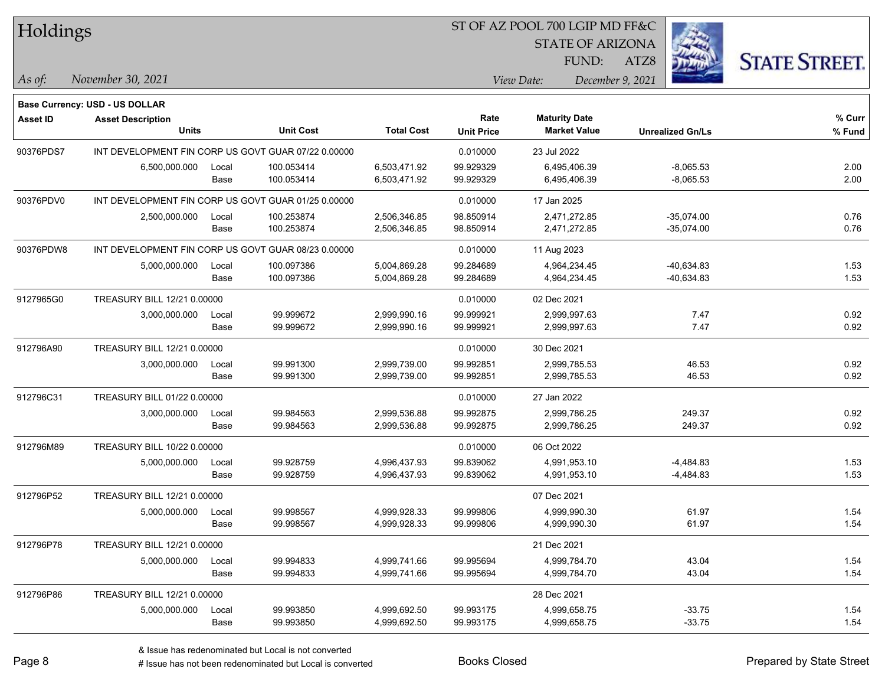Base Currency: USD - US DOLLAR

| Asset ID | Asset Description / Units | | Unit Cost | Total Cost | Rate / Unit Price | Maturity Date / Market Value | Unrealized Gn/Ls | % Curr / % Fund |
|---|---|---|---|---|---|---|---|---|
| 90376PDS7 | INT DEVELOPMENT FIN CORP US GOVT GUAR 07/22 0.00000 | | | | 0.010000 | 23 Jul 2022 | | |
| | 6,500,000.000 | Local | 100.053414 | 6,503,471.92 | 99.929329 | 6,495,406.39 | -8,065.53 | 2.00 |
| | | Base | 100.053414 | 6,503,471.92 | 99.929329 | 6,495,406.39 | -8,065.53 | 2.00 |
| 90376PDV0 | INT DEVELOPMENT FIN CORP US GOVT GUAR 01/25 0.00000 | | | | 0.010000 | 17 Jan 2025 | | |
| | 2,500,000.000 | Local | 100.253874 | 2,506,346.85 | 98.850914 | 2,471,272.85 | -35,074.00 | 0.76 |
| | | Base | 100.253874 | 2,506,346.85 | 98.850914 | 2,471,272.85 | -35,074.00 | 0.76 |
| 90376PDW8 | INT DEVELOPMENT FIN CORP US GOVT GUAR 08/23 0.00000 | | | | 0.010000 | 11 Aug 2023 | | |
| | 5,000,000.000 | Local | 100.097386 | 5,004,869.28 | 99.284689 | 4,964,234.45 | -40,634.83 | 1.53 |
| | | Base | 100.097386 | 5,004,869.28 | 99.284689 | 4,964,234.45 | -40,634.83 | 1.53 |
| 9127965G0 | TREASURY BILL 12/21 0.00000 | | | | 0.010000 | 02 Dec 2021 | | |
| | 3,000,000.000 | Local | 99.999672 | 2,999,990.16 | 99.999921 | 2,999,997.63 | 7.47 | 0.92 |
| | | Base | 99.999672 | 2,999,990.16 | 99.999921 | 2,999,997.63 | 7.47 | 0.92 |
| 912796A90 | TREASURY BILL 12/21 0.00000 | | | | 0.010000 | 30 Dec 2021 | | |
| | 3,000,000.000 | Local | 99.991300 | 2,999,739.00 | 99.992851 | 2,999,785.53 | 46.53 | 0.92 |
| | | Base | 99.991300 | 2,999,739.00 | 99.992851 | 2,999,785.53 | 46.53 | 0.92 |
| 912796C31 | TREASURY BILL 01/22 0.00000 | | | | 0.010000 | 27 Jan 2022 | | |
| | 3,000,000.000 | Local | 99.984563 | 2,999,536.88 | 99.992875 | 2,999,786.25 | 249.37 | 0.92 |
| | | Base | 99.984563 | 2,999,536.88 | 99.992875 | 2,999,786.25 | 249.37 | 0.92 |
| 912796M89 | TREASURY BILL 10/22 0.00000 | | | | 0.010000 | 06 Oct 2022 | | |
| | 5,000,000.000 | Local | 99.928759 | 4,996,437.93 | 99.839062 | 4,991,953.10 | -4,484.83 | 1.53 |
| | | Base | 99.928759 | 4,996,437.93 | 99.839062 | 4,991,953.10 | -4,484.83 | 1.53 |
| 912796P52 | TREASURY BILL 12/21 0.00000 | | | | | 07 Dec 2021 | | |
| | 5,000,000.000 | Local | 99.998567 | 4,999,928.33 | 99.999806 | 4,999,990.30 | 61.97 | 1.54 |
| | | Base | 99.998567 | 4,999,928.33 | 99.999806 | 4,999,990.30 | 61.97 | 1.54 |
| 912796P78 | TREASURY BILL 12/21 0.00000 | | | | | 21 Dec 2021 | | |
| | 5,000,000.000 | Local | 99.994833 | 4,999,741.66 | 99.995694 | 4,999,784.70 | 43.04 | 1.54 |
| | | Base | 99.994833 | 4,999,741.66 | 99.995694 | 4,999,784.70 | 43.04 | 1.54 |
| 912796P86 | TREASURY BILL 12/21 0.00000 | | | | | 28 Dec 2021 | | |
| | 5,000,000.000 | Local | 99.993850 | 4,999,692.50 | 99.993175 | 4,999,658.75 | -33.75 | 1.54 |
| | | Base | 99.993850 | 4,999,692.50 | 99.993175 | 4,999,658.75 | -33.75 | 1.54 |

& Issue has redenominated but Local is not converted

# Issue has not been redenominated but Local is converted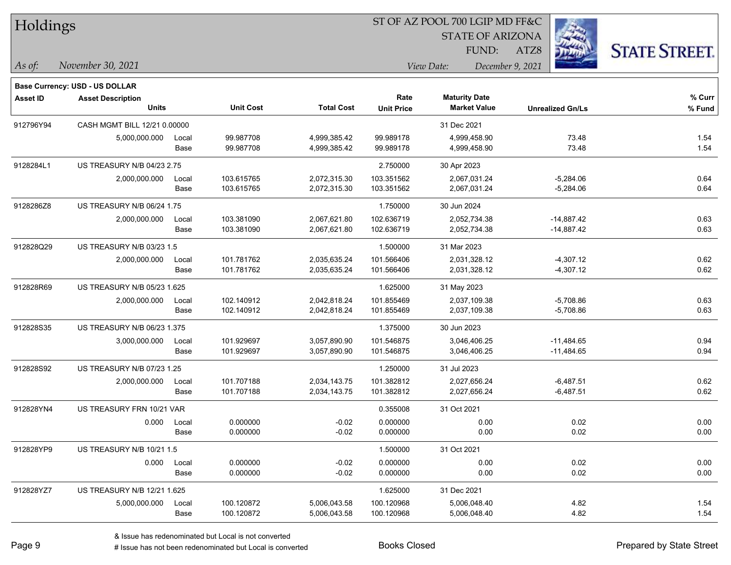# Holdings

ST OF AZ POOL 700 LGIP MD FF&C
STATE OF ARIZONA
FUND: ATZ8

*As of:* *November 30, 2021*

*View Date:* *December 9, 2021*

**Base Currency: USD - US DOLLAR**

| Asset ID | Asset Description / Units | | Unit Cost | Total Cost | Rate / Unit Price | Maturity Date / Market Value | Unrealized Gn/Ls | % Curr / % Fund |
|---|---|---|---|---|---|---|---|---|
| 912796Y94 | CASH MGMT BILL 12/21 0.00000 | | | | | 31 Dec 2021 | | |
| | 5,000,000.000 | Local | 99.987708 | 4,999,385.42 | 99.989178 | 4,999,458.90 | 73.48 | 1.54 |
| | | Base | 99.987708 | 4,999,385.42 | 99.989178 | 4,999,458.90 | 73.48 | 1.54 |
| 9128284L1 | US TREASURY N/B 04/23 2.75 | | | | 2.750000 | 30 Apr 2023 | | |
| | 2,000,000.000 | Local | 103.615765 | 2,072,315.30 | 103.351562 | 2,067,031.24 | -5,284.06 | 0.64 |
| | | Base | 103.615765 | 2,072,315.30 | 103.351562 | 2,067,031.24 | -5,284.06 | 0.64 |
| 9128286Z8 | US TREASURY N/B 06/24 1.75 | | | | 1.750000 | 30 Jun 2024 | | |
| | 2,000,000.000 | Local | 103.381090 | 2,067,621.80 | 102.636719 | 2,052,734.38 | -14,887.42 | 0.63 |
| | | Base | 103.381090 | 2,067,621.80 | 102.636719 | 2,052,734.38 | -14,887.42 | 0.63 |
| 912828Q29 | US TREASURY N/B 03/23 1.5 | | | | 1.500000 | 31 Mar 2023 | | |
| | 2,000,000.000 | Local | 101.781762 | 2,035,635.24 | 101.566406 | 2,031,328.12 | -4,307.12 | 0.62 |
| | | Base | 101.781762 | 2,035,635.24 | 101.566406 | 2,031,328.12 | -4,307.12 | 0.62 |
| 912828R69 | US TREASURY N/B 05/23 1.625 | | | | 1.625000 | 31 May 2023 | | |
| | 2,000,000.000 | Local | 102.140912 | 2,042,818.24 | 101.855469 | 2,037,109.38 | -5,708.86 | 0.63 |
| | | Base | 102.140912 | 2,042,818.24 | 101.855469 | 2,037,109.38 | -5,708.86 | 0.63 |
| 912828S35 | US TREASURY N/B 06/23 1.375 | | | | 1.375000 | 30 Jun 2023 | | |
| | 3,000,000.000 | Local | 101.929697 | 3,057,890.90 | 101.546875 | 3,046,406.25 | -11,484.65 | 0.94 |
| | | Base | 101.929697 | 3,057,890.90 | 101.546875 | 3,046,406.25 | -11,484.65 | 0.94 |
| 912828S92 | US TREASURY N/B 07/23 1.25 | | | | 1.250000 | 31 Jul 2023 | | |
| | 2,000,000.000 | Local | 101.707188 | 2,034,143.75 | 101.382812 | 2,027,656.24 | -6,487.51 | 0.62 |
| | | Base | 101.707188 | 2,034,143.75 | 101.382812 | 2,027,656.24 | -6,487.51 | 0.62 |
| 912828YN4 | US TREASURY FRN 10/21 VAR | | | | 0.355008 | 31 Oct 2021 | | |
| | 0.000 | Local | 0.000000 | -0.02 | 0.000000 | 0.00 | 0.02 | 0.00 |
| | | Base | 0.000000 | -0.02 | 0.000000 | 0.00 | 0.02 | 0.00 |
| 912828YP9 | US TREASURY N/B 10/21 1.5 | | | | 1.500000 | 31 Oct 2021 | | |
| | 0.000 | Local | 0.000000 | -0.02 | 0.000000 | 0.00 | 0.02 | 0.00 |
| | | Base | 0.000000 | -0.02 | 0.000000 | 0.00 | 0.02 | 0.00 |
| 912828YZ7 | US TREASURY N/B 12/21 1.625 | | | | 1.625000 | 31 Dec 2021 | | |
| | 5,000,000.000 | Local | 100.120872 | 5,006,043.58 | 100.120968 | 5,006,048.40 | 4.82 | 1.54 |
| | | Base | 100.120872 | 5,006,043.58 | 100.120968 | 5,006,048.40 | 4.82 | 1.54 |

& Issue has redenominated but Local is not converted
# Issue has not been redenominated but Local is converted

Books Closed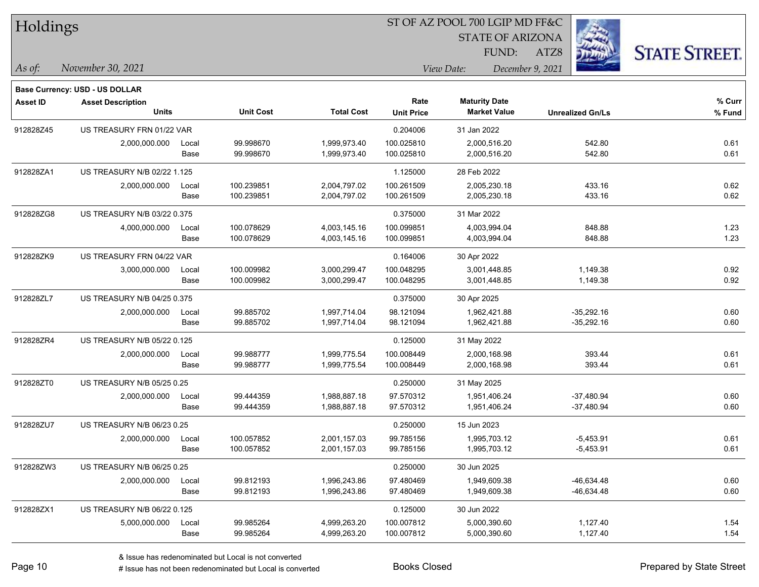# Holdings

ST OF AZ POOL 700 LGIP MD FF&C
STATE OF ARIZONA
FUND: ATZ8

*As of:* November 30, 2021 — *View Date:* December 9, 2021

**Base Currency: USD - US DOLLAR**

| Asset ID | Asset Description / Units | | Unit Cost | Total Cost | Rate / Unit Price | Maturity Date / Market Value | Unrealized Gn/Ls | % Curr / % Fund |
|---|---|---|---|---|---|---|---|---|
| 912828Z45 | US TREASURY FRN 01/22 VAR | | | | 0.204006 | 31 Jan 2022 | | |
| | 2,000,000.000 | Local | 99.998670 | 1,999,973.40 | 100.025810 | 2,000,516.20 | 542.80 | 0.61 |
| | | Base | 99.998670 | 1,999,973.40 | 100.025810 | 2,000,516.20 | 542.80 | 0.61 |
| 912828ZA1 | US TREASURY N/B 02/22 1.125 | | | | 1.125000 | 28 Feb 2022 | | |
| | 2,000,000.000 | Local | 100.239851 | 2,004,797.02 | 100.261509 | 2,005,230.18 | 433.16 | 0.62 |
| | | Base | 100.239851 | 2,004,797.02 | 100.261509 | 2,005,230.18 | 433.16 | 0.62 |
| 912828ZG8 | US TREASURY N/B 03/22 0.375 | | | | 0.375000 | 31 Mar 2022 | | |
| | 4,000,000.000 | Local | 100.078629 | 4,003,145.16 | 100.099851 | 4,003,994.04 | 848.88 | 1.23 |
| | | Base | 100.078629 | 4,003,145.16 | 100.099851 | 4,003,994.04 | 848.88 | 1.23 |
| 912828ZK9 | US TREASURY FRN 04/22 VAR | | | | 0.164006 | 30 Apr 2022 | | |
| | 3,000,000.000 | Local | 100.009982 | 3,000,299.47 | 100.048295 | 3,001,448.85 | 1,149.38 | 0.92 |
| | | Base | 100.009982 | 3,000,299.47 | 100.048295 | 3,001,448.85 | 1,149.38 | 0.92 |
| 912828ZL7 | US TREASURY N/B 04/25 0.375 | | | | 0.375000 | 30 Apr 2025 | | |
| | 2,000,000.000 | Local | 99.885702 | 1,997,714.04 | 98.121094 | 1,962,421.88 | -35,292.16 | 0.60 |
| | | Base | 99.885702 | 1,997,714.04 | 98.121094 | 1,962,421.88 | -35,292.16 | 0.60 |
| 912828ZR4 | US TREASURY N/B 05/22 0.125 | | | | 0.125000 | 31 May 2022 | | |
| | 2,000,000.000 | Local | 99.988777 | 1,999,775.54 | 100.008449 | 2,000,168.98 | 393.44 | 0.61 |
| | | Base | 99.988777 | 1,999,775.54 | 100.008449 | 2,000,168.98 | 393.44 | 0.61 |
| 912828ZT0 | US TREASURY N/B 05/25 0.25 | | | | 0.250000 | 31 May 2025 | | |
| | 2,000,000.000 | Local | 99.444359 | 1,988,887.18 | 97.570312 | 1,951,406.24 | -37,480.94 | 0.60 |
| | | Base | 99.444359 | 1,988,887.18 | 97.570312 | 1,951,406.24 | -37,480.94 | 0.60 |
| 912828ZU7 | US TREASURY N/B 06/23 0.25 | | | | 0.250000 | 15 Jun 2023 | | |
| | 2,000,000.000 | Local | 100.057852 | 2,001,157.03 | 99.785156 | 1,995,703.12 | -5,453.91 | 0.61 |
| | | Base | 100.057852 | 2,001,157.03 | 99.785156 | 1,995,703.12 | -5,453.91 | 0.61 |
| 912828ZW3 | US TREASURY N/B 06/25 0.25 | | | | 0.250000 | 30 Jun 2025 | | |
| | 2,000,000.000 | Local | 99.812193 | 1,996,243.86 | 97.480469 | 1,949,609.38 | -46,634.48 | 0.60 |
| | | Base | 99.812193 | 1,996,243.86 | 97.480469 | 1,949,609.38 | -46,634.48 | 0.60 |
| 912828ZX1 | US TREASURY N/B 06/22 0.125 | | | | 0.125000 | 30 Jun 2022 | | |
| | 5,000,000.000 | Local | 99.985264 | 4,999,263.20 | 100.007812 | 5,000,390.60 | 1,127.40 | 1.54 |
| | | Base | 99.985264 | 4,999,263.20 | 100.007812 | 5,000,390.60 | 1,127.40 | 1.54 |

& Issue has redenominated but Local is not converted
# Issue has not been redenominated but Local is converted

Books Closed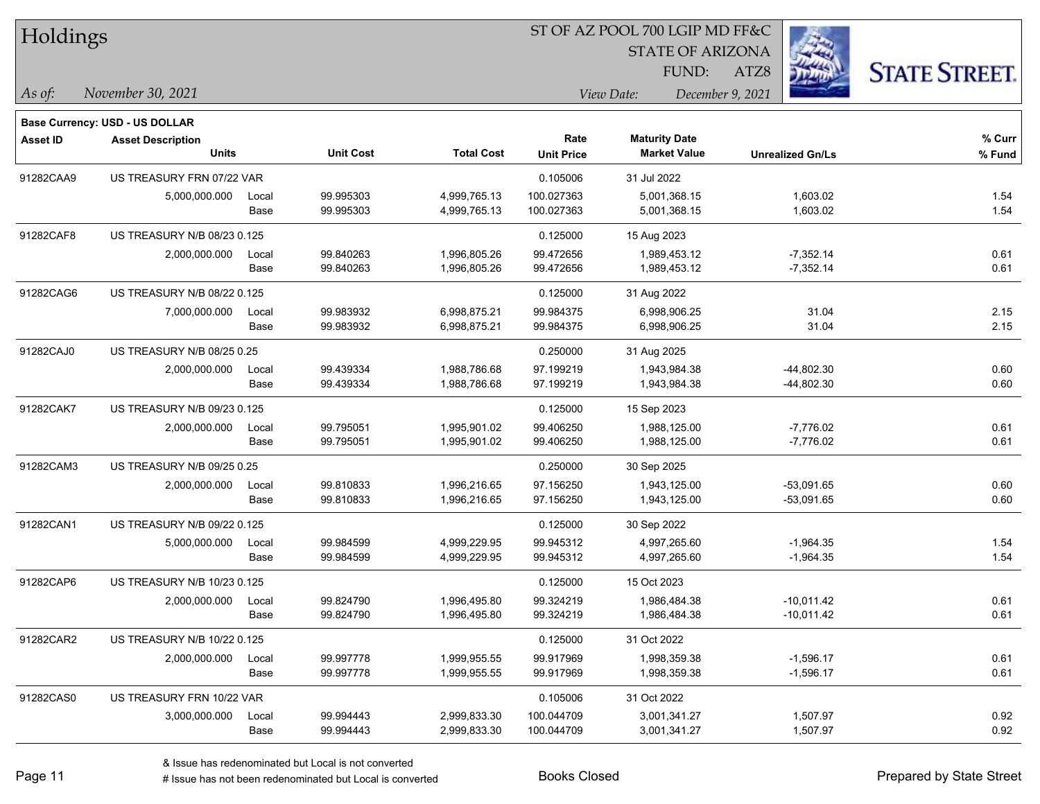# Holdings

ST OF AZ POOL 700 LGIP MD FF&C
STATE OF ARIZONA
FUND: ATZ8

*As of:* *November 30, 2021*
*View Date:* *December 9, 2021*

**Base Currency: USD - US DOLLAR**

| Asset ID | Asset Description / Units | | Unit Cost | Total Cost | Rate / Unit Price | Maturity Date / Market Value | Unrealized Gn/Ls | % Curr / % Fund |
|---|---|---|---|---|---|---|---|---|
| 91282CAA9 | US TREASURY FRN 07/22 VAR | | | | 0.105006 | 31 Jul 2022 | | |
| | 5,000,000.000 | Local | 99.995303 | 4,999,765.13 | 100.027363 | 5,001,368.15 | 1,603.02 | 1.54 |
| | | Base | 99.995303 | 4,999,765.13 | 100.027363 | 5,001,368.15 | 1,603.02 | 1.54 |
| 91282CAF8 | US TREASURY N/B 08/23 0.125 | | | | 0.125000 | 15 Aug 2023 | | |
| | 2,000,000.000 | Local | 99.840263 | 1,996,805.26 | 99.472656 | 1,989,453.12 | -7,352.14 | 0.61 |
| | | Base | 99.840263 | 1,996,805.26 | 99.472656 | 1,989,453.12 | -7,352.14 | 0.61 |
| 91282CAG6 | US TREASURY N/B 08/22 0.125 | | | | 0.125000 | 31 Aug 2022 | | |
| | 7,000,000.000 | Local | 99.983932 | 6,998,875.21 | 99.984375 | 6,998,906.25 | 31.04 | 2.15 |
| | | Base | 99.983932 | 6,998,875.21 | 99.984375 | 6,998,906.25 | 31.04 | 2.15 |
| 91282CAJ0 | US TREASURY N/B 08/25 0.25 | | | | 0.250000 | 31 Aug 2025 | | |
| | 2,000,000.000 | Local | 99.439334 | 1,988,786.68 | 97.199219 | 1,943,984.38 | -44,802.30 | 0.60 |
| | | Base | 99.439334 | 1,988,786.68 | 97.199219 | 1,943,984.38 | -44,802.30 | 0.60 |
| 91282CAK7 | US TREASURY N/B 09/23 0.125 | | | | 0.125000 | 15 Sep 2023 | | |
| | 2,000,000.000 | Local | 99.795051 | 1,995,901.02 | 99.406250 | 1,988,125.00 | -7,776.02 | 0.61 |
| | | Base | 99.795051 | 1,995,901.02 | 99.406250 | 1,988,125.00 | -7,776.02 | 0.61 |
| 91282CAM3 | US TREASURY N/B 09/25 0.25 | | | | 0.250000 | 30 Sep 2025 | | |
| | 2,000,000.000 | Local | 99.810833 | 1,996,216.65 | 97.156250 | 1,943,125.00 | -53,091.65 | 0.60 |
| | | Base | 99.810833 | 1,996,216.65 | 97.156250 | 1,943,125.00 | -53,091.65 | 0.60 |
| 91282CAN1 | US TREASURY N/B 09/22 0.125 | | | | 0.125000 | 30 Sep 2022 | | |
| | 5,000,000.000 | Local | 99.984599 | 4,999,229.95 | 99.945312 | 4,997,265.60 | -1,964.35 | 1.54 |
| | | Base | 99.984599 | 4,999,229.95 | 99.945312 | 4,997,265.60 | -1,964.35 | 1.54 |
| 91282CAP6 | US TREASURY N/B 10/23 0.125 | | | | 0.125000 | 15 Oct 2023 | | |
| | 2,000,000.000 | Local | 99.824790 | 1,996,495.80 | 99.324219 | 1,986,484.38 | -10,011.42 | 0.61 |
| | | Base | 99.824790 | 1,996,495.80 | 99.324219 | 1,986,484.38 | -10,011.42 | 0.61 |
| 91282CAR2 | US TREASURY N/B 10/22 0.125 | | | | 0.125000 | 31 Oct 2022 | | |
| | 2,000,000.000 | Local | 99.997778 | 1,999,955.55 | 99.917969 | 1,998,359.38 | -1,596.17 | 0.61 |
| | | Base | 99.997778 | 1,999,955.55 | 99.917969 | 1,998,359.38 | -1,596.17 | 0.61 |
| 91282CAS0 | US TREASURY FRN 10/22 VAR | | | | 0.105006 | 31 Oct 2022 | | |
| | 3,000,000.000 | Local | 99.994443 | 2,999,833.30 | 100.044709 | 3,001,341.27 | 1,507.97 | 0.92 |
| | | Base | 99.994443 | 2,999,833.30 | 100.044709 | 3,001,341.27 | 1,507.97 | 0.92 |

& Issue has redenominated but Local is not converted
# Issue has not been redenominated but Local is converted

Books Closed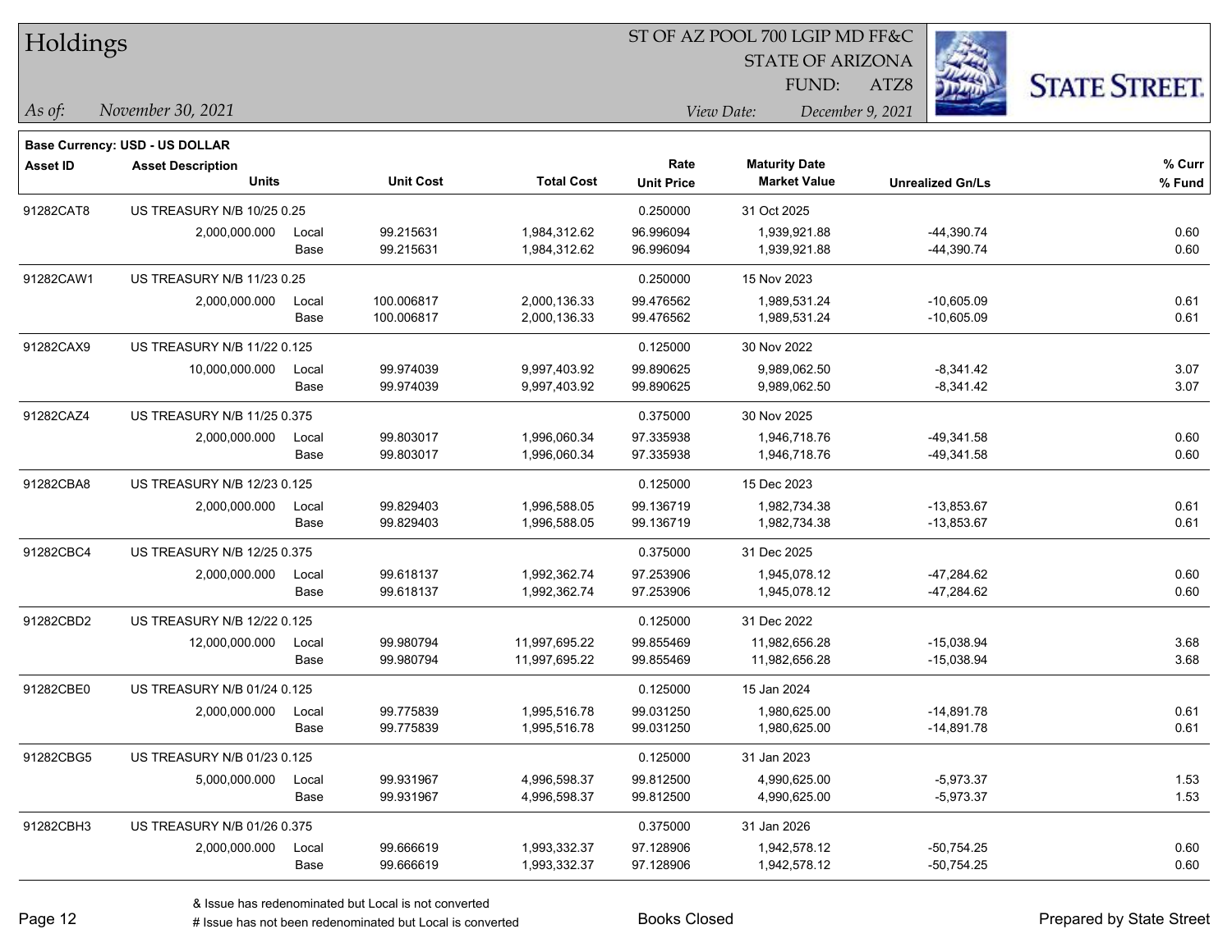# Holdings

ST OF AZ POOL 700 LGIP MD FF&C
STATE OF ARIZONA
FUND: ATZ8

*As of:* *November 30, 2021*

*View Date:* *December 9, 2021*

**Base Currency: USD - US DOLLAR**

| Asset ID | Asset Description / Units | | Unit Cost | Total Cost | Rate / Unit Price | Maturity Date / Market Value | Unrealized Gn/Ls | % Curr / % Fund |
|---|---|---|---|---|---|---|---|---|
| 91282CAT8 | US TREASURY N/B 10/25 0.25 | | | | 0.250000 | 31 Oct 2025 | | |
| | 2,000,000.000 | Local | 99.215631 | 1,984,312.62 | 96.996094 | 1,939,921.88 | -44,390.74 | 0.60 |
| | | Base | 99.215631 | 1,984,312.62 | 96.996094 | 1,939,921.88 | -44,390.74 | 0.60 |
| 91282CAW1 | US TREASURY N/B 11/23 0.25 | | | | 0.250000 | 15 Nov 2023 | | |
| | 2,000,000.000 | Local | 100.006817 | 2,000,136.33 | 99.476562 | 1,989,531.24 | -10,605.09 | 0.61 |
| | | Base | 100.006817 | 2,000,136.33 | 99.476562 | 1,989,531.24 | -10,605.09 | 0.61 |
| 91282CAX9 | US TREASURY N/B 11/22 0.125 | | | | 0.125000 | 30 Nov 2022 | | |
| | 10,000,000.000 | Local | 99.974039 | 9,997,403.92 | 99.890625 | 9,989,062.50 | -8,341.42 | 3.07 |
| | | Base | 99.974039 | 9,997,403.92 | 99.890625 | 9,989,062.50 | -8,341.42 | 3.07 |
| 91282CAZ4 | US TREASURY N/B 11/25 0.375 | | | | 0.375000 | 30 Nov 2025 | | |
| | 2,000,000.000 | Local | 99.803017 | 1,996,060.34 | 97.335938 | 1,946,718.76 | -49,341.58 | 0.60 |
| | | Base | 99.803017 | 1,996,060.34 | 97.335938 | 1,946,718.76 | -49,341.58 | 0.60 |
| 91282CBA8 | US TREASURY N/B 12/23 0.125 | | | | 0.125000 | 15 Dec 2023 | | |
| | 2,000,000.000 | Local | 99.829403 | 1,996,588.05 | 99.136719 | 1,982,734.38 | -13,853.67 | 0.61 |
| | | Base | 99.829403 | 1,996,588.05 | 99.136719 | 1,982,734.38 | -13,853.67 | 0.61 |
| 91282CBC4 | US TREASURY N/B 12/25 0.375 | | | | 0.375000 | 31 Dec 2025 | | |
| | 2,000,000.000 | Local | 99.618137 | 1,992,362.74 | 97.253906 | 1,945,078.12 | -47,284.62 | 0.60 |
| | | Base | 99.618137 | 1,992,362.74 | 97.253906 | 1,945,078.12 | -47,284.62 | 0.60 |
| 91282CBD2 | US TREASURY N/B 12/22 0.125 | | | | 0.125000 | 31 Dec 2022 | | |
| | 12,000,000.000 | Local | 99.980794 | 11,997,695.22 | 99.855469 | 11,982,656.28 | -15,038.94 | 3.68 |
| | | Base | 99.980794 | 11,997,695.22 | 99.855469 | 11,982,656.28 | -15,038.94 | 3.68 |
| 91282CBE0 | US TREASURY N/B 01/24 0.125 | | | | 0.125000 | 15 Jan 2024 | | |
| | 2,000,000.000 | Local | 99.775839 | 1,995,516.78 | 99.031250 | 1,980,625.00 | -14,891.78 | 0.61 |
| | | Base | 99.775839 | 1,995,516.78 | 99.031250 | 1,980,625.00 | -14,891.78 | 0.61 |
| 91282CBG5 | US TREASURY N/B 01/23 0.125 | | | | 0.125000 | 31 Jan 2023 | | |
| | 5,000,000.000 | Local | 99.931967 | 4,996,598.37 | 99.812500 | 4,990,625.00 | -5,973.37 | 1.53 |
| | | Base | 99.931967 | 4,996,598.37 | 99.812500 | 4,990,625.00 | -5,973.37 | 1.53 |
| 91282CBH3 | US TREASURY N/B 01/26 0.375 | | | | 0.375000 | 31 Jan 2026 | | |
| | 2,000,000.000 | Local | 99.666619 | 1,993,332.37 | 97.128906 | 1,942,578.12 | -50,754.25 | 0.60 |
| | | Base | 99.666619 | 1,993,332.37 | 97.128906 | 1,942,578.12 | -50,754.25 | 0.60 |

& Issue has redenominated but Local is not converted
# Issue has not been redenominated but Local is converted

Books Closed

Prepared by State Street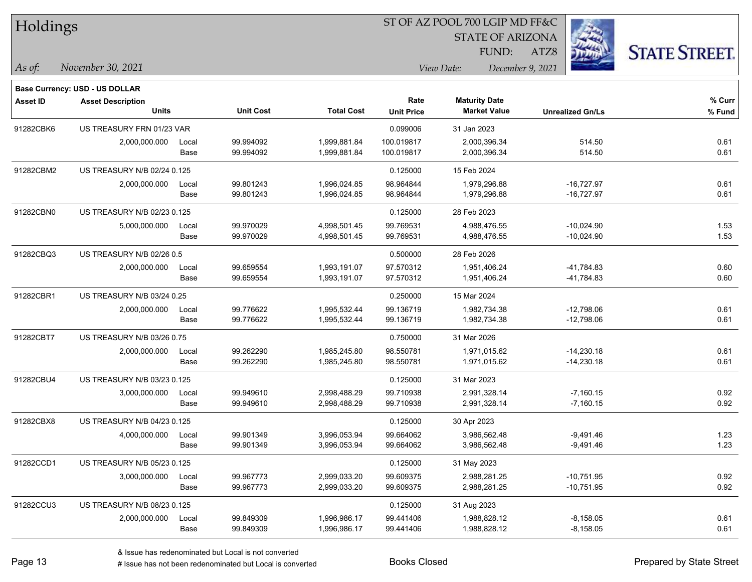# Holdings

ST OF AZ POOL 700 LGIP MD FF&C
STATE OF ARIZONA
FUND: ATZ8

*As of:* *November 30, 2021*
*View Date:* *December 9, 2021*

**Base Currency: USD - US DOLLAR**

| Asset ID | Asset Description / Units | | Unit Cost | Total Cost | Rate / Unit Price | Maturity Date / Market Value | Unrealized Gn/Ls | % Curr / % Fund |
|---|---|---|---|---|---|---|---|---|
| 91282CBK6 | US TREASURY FRN 01/23 VAR | | | | 0.099006 | 31 Jan 2023 | | |
| | 2,000,000.000 | Local | 99.994092 | 1,999,881.84 | 100.019817 | 2,000,396.34 | 514.50 | 0.61 |
| | | Base | 99.994092 | 1,999,881.84 | 100.019817 | 2,000,396.34 | 514.50 | 0.61 |
| 91282CBM2 | US TREASURY N/B 02/24 0.125 | | | | 0.125000 | 15 Feb 2024 | | |
| | 2,000,000.000 | Local | 99.801243 | 1,996,024.85 | 98.964844 | 1,979,296.88 | -16,727.97 | 0.61 |
| | | Base | 99.801243 | 1,996,024.85 | 98.964844 | 1,979,296.88 | -16,727.97 | 0.61 |
| 91282CBN0 | US TREASURY N/B 02/23 0.125 | | | | 0.125000 | 28 Feb 2023 | | |
| | 5,000,000.000 | Local | 99.970029 | 4,998,501.45 | 99.769531 | 4,988,476.55 | -10,024.90 | 1.53 |
| | | Base | 99.970029 | 4,998,501.45 | 99.769531 | 4,988,476.55 | -10,024.90 | 1.53 |
| 91282CBQ3 | US TREASURY N/B 02/26 0.5 | | | | 0.500000 | 28 Feb 2026 | | |
| | 2,000,000.000 | Local | 99.659554 | 1,993,191.07 | 97.570312 | 1,951,406.24 | -41,784.83 | 0.60 |
| | | Base | 99.659554 | 1,993,191.07 | 97.570312 | 1,951,406.24 | -41,784.83 | 0.60 |
| 91282CBR1 | US TREASURY N/B 03/24 0.25 | | | | 0.250000 | 15 Mar 2024 | | |
| | 2,000,000.000 | Local | 99.776622 | 1,995,532.44 | 99.136719 | 1,982,734.38 | -12,798.06 | 0.61 |
| | | Base | 99.776622 | 1,995,532.44 | 99.136719 | 1,982,734.38 | -12,798.06 | 0.61 |
| 91282CBT7 | US TREASURY N/B 03/26 0.75 | | | | 0.750000 | 31 Mar 2026 | | |
| | 2,000,000.000 | Local | 99.262290 | 1,985,245.80 | 98.550781 | 1,971,015.62 | -14,230.18 | 0.61 |
| | | Base | 99.262290 | 1,985,245.80 | 98.550781 | 1,971,015.62 | -14,230.18 | 0.61 |
| 91282CBU4 | US TREASURY N/B 03/23 0.125 | | | | 0.125000 | 31 Mar 2023 | | |
| | 3,000,000.000 | Local | 99.949610 | 2,998,488.29 | 99.710938 | 2,991,328.14 | -7,160.15 | 0.92 |
| | | Base | 99.949610 | 2,998,488.29 | 99.710938 | 2,991,328.14 | -7,160.15 | 0.92 |
| 91282CBX8 | US TREASURY N/B 04/23 0.125 | | | | 0.125000 | 30 Apr 2023 | | |
| | 4,000,000.000 | Local | 99.901349 | 3,996,053.94 | 99.664062 | 3,986,562.48 | -9,491.46 | 1.23 |
| | | Base | 99.901349 | 3,996,053.94 | 99.664062 | 3,986,562.48 | -9,491.46 | 1.23 |
| 91282CCD1 | US TREASURY N/B 05/23 0.125 | | | | 0.125000 | 31 May 2023 | | |
| | 3,000,000.000 | Local | 99.967773 | 2,999,033.20 | 99.609375 | 2,988,281.25 | -10,751.95 | 0.92 |
| | | Base | 99.967773 | 2,999,033.20 | 99.609375 | 2,988,281.25 | -10,751.95 | 0.92 |
| 91282CCU3 | US TREASURY N/B 08/23 0.125 | | | | 0.125000 | 31 Aug 2023 | | |
| | 2,000,000.000 | Local | 99.849309 | 1,996,986.17 | 99.441406 | 1,988,828.12 | -8,158.05 | 0.61 |
| | | Base | 99.849309 | 1,996,986.17 | 99.441406 | 1,988,828.12 | -8,158.05 | 0.61 |

& Issue has redenominated but Local is not converted
# Issue has not been redenominated but Local is converted

Books Closed

Prepared by State Street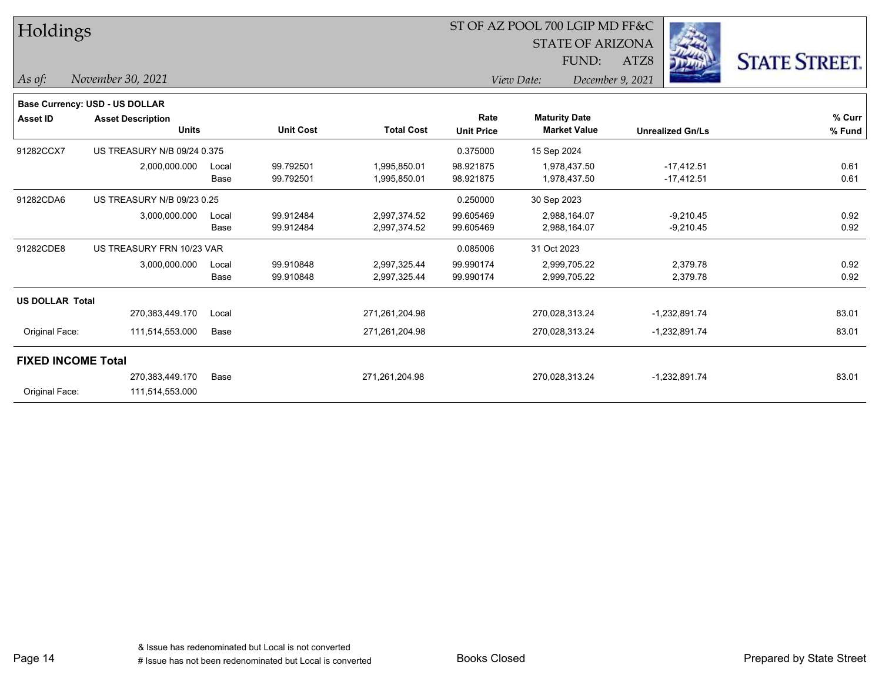# Holdings

ST OF AZ POOL 700 LGIP MD FF&C
STATE OF ARIZONA
FUND: ATZ8

*As of:* November 30, 2021

*View Date:* December 9, 2021

**Base Currency: USD - US DOLLAR**

| Asset ID | Asset Description / Units | | Unit Cost | Total Cost | Rate / Unit Price | Maturity Date / Market Value | Unrealized Gn/Ls | % Curr / % Fund |
|---|---|---|---|---|---|---|---|---|
| 91282CCX7 | US TREASURY N/B 09/24 0.375 | | | | 0.375000 | 15 Sep 2024 | | |
| | 2,000,000.000 | Local | 99.792501 | 1,995,850.01 | 98.921875 | 1,978,437.50 | -17,412.51 | 0.61 |
| | | Base | 99.792501 | 1,995,850.01 | 98.921875 | 1,978,437.50 | -17,412.51 | 0.61 |
| 91282CDA6 | US TREASURY N/B 09/23 0.25 | | | | 0.250000 | 30 Sep 2023 | | |
| | 3,000,000.000 | Local | 99.912484 | 2,997,374.52 | 99.605469 | 2,988,164.07 | -9,210.45 | 0.92 |
| | | Base | 99.912484 | 2,997,374.52 | 99.605469 | 2,988,164.07 | -9,210.45 | 0.92 |
| 91282CDE8 | US TREASURY FRN 10/23 VAR | | | | 0.085006 | 31 Oct 2023 | | |
| | 3,000,000.000 | Local | 99.910848 | 2,997,325.44 | 99.990174 | 2,999,705.22 | 2,379.78 | 0.92 |
| | | Base | 99.910848 | 2,997,325.44 | 99.990174 | 2,999,705.22 | 2,379.78 | 0.92 |
| **US DOLLAR Total** | | | | | | | | |
| | 270,383,449.170 | Local | | 271,261,204.98 | | 270,028,313.24 | -1,232,891.74 | 83.01 |
| Original Face: | 111,514,553.000 | Base | | 271,261,204.98 | | 270,028,313.24 | -1,232,891.74 | 83.01 |
| **FIXED INCOME Total** | | | | | | | | |
| | 270,383,449.170 | Base | | 271,261,204.98 | | 270,028,313.24 | -1,232,891.74 | 83.01 |
| Original Face: | 111,514,553.000 | | | | | | | |

& Issue has redenominated but Local is not converted
# Issue has not been redenominated but Local is converted

Books Closed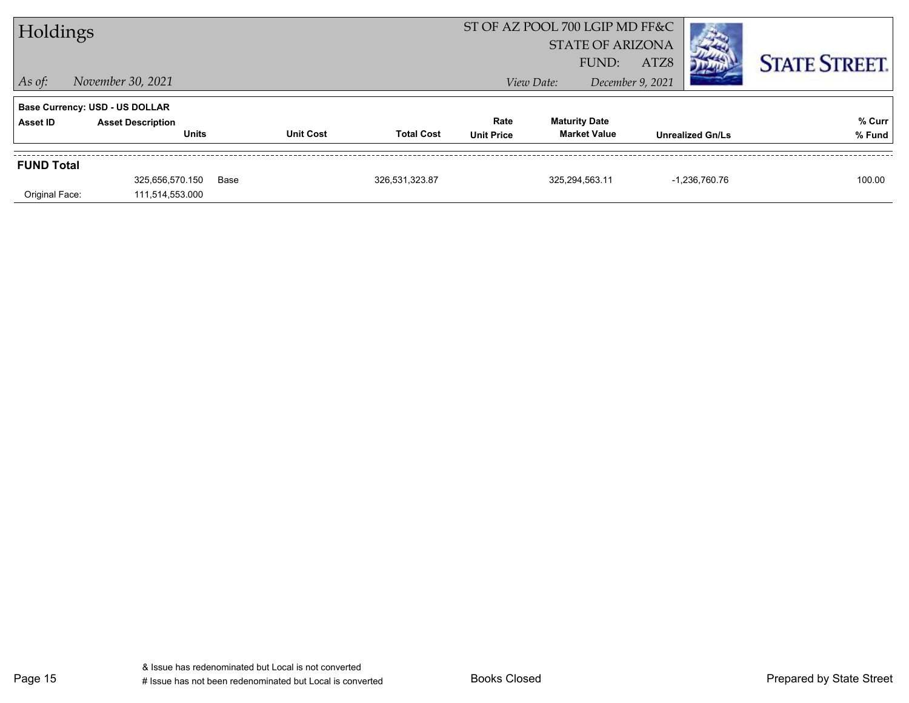# Holdings

ST OF AZ POOL 700 LGIP MD FF&C
STATE OF ARIZONA
FUND: ATZ8

*As of:* *November 30, 2021*

*View Date:* *December 9, 2021*

STATE STREET.

**Base Currency: USD - US DOLLAR**

| Asset ID | Asset Description / Units | Unit Cost | Total Cost | Rate / Unit Price | Maturity Date / Market Value | Unrealized Gn/Ls | % Curr / % Fund |
|---|---|---|---|---|---|---|---|
| **FUND Total** | | | | | | | |
| | 325,656,570.150 | Base | 326,531,323.87 | | 325,294,563.11 | -1,236,760.76 | 100.00 |
| Original Face: | 111,514,553.000 | | | | | | |

& Issue has redenominated but Local is not converted
# Issue has not been redenominated but Local is converted

Books Closed

Prepared by State Street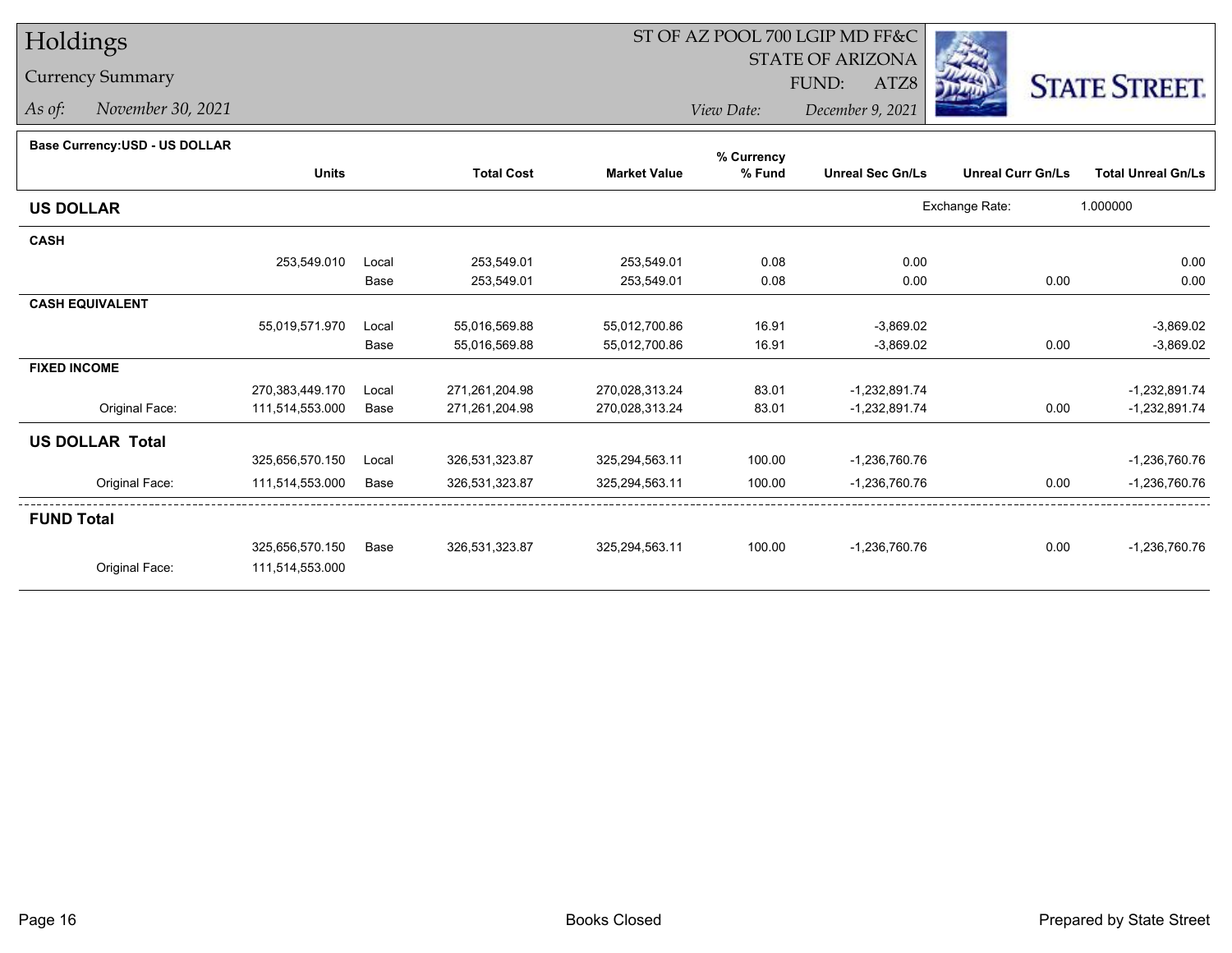# Holdings

## Currency Summary

*As of:* *November 30, 2021*

ST OF AZ POOL 700 LGIP MD FF&C
STATE OF ARIZONA
FUND: ATZ8

*View Date:* *December 9, 2021*

STATE STREET.

**Base Currency:USD - US DOLLAR**

| | Units | | Total Cost | Market Value | % Currency % Fund | Unreal Sec Gn/Ls | Unreal Curr Gn/Ls | Total Unreal Gn/Ls |
|---|---|---|---|---|---|---|---|---|
| **US DOLLAR** | | | | | | | Exchange Rate: | 1.000000 |
| **CASH** | | | | | | | | |
| | 253,549.010 | Local | 253,549.01 | 253,549.01 | 0.08 | 0.00 | | 0.00 |
| | | Base | 253,549.01 | 253,549.01 | 0.08 | 0.00 | 0.00 | 0.00 |
| **CASH EQUIVALENT** | | | | | | | | |
| | 55,019,571.970 | Local | 55,016,569.88 | 55,012,700.86 | 16.91 | -3,869.02 | | -3,869.02 |
| | | Base | 55,016,569.88 | 55,012,700.86 | 16.91 | -3,869.02 | 0.00 | -3,869.02 |
| **FIXED INCOME** | | | | | | | | |
| | 270,383,449.170 | Local | 271,261,204.98 | 270,028,313.24 | 83.01 | -1,232,891.74 | | -1,232,891.74 |
| Original Face: | 111,514,553.000 | Base | 271,261,204.98 | 270,028,313.24 | 83.01 | -1,232,891.74 | 0.00 | -1,232,891.74 |
| **US DOLLAR Total** | | | | | | | | |
| | 325,656,570.150 | Local | 326,531,323.87 | 325,294,563.11 | 100.00 | -1,236,760.76 | | -1,236,760.76 |
| Original Face: | 111,514,553.000 | Base | 326,531,323.87 | 325,294,563.11 | 100.00 | -1,236,760.76 | 0.00 | -1,236,760.76 |
| **FUND Total** | | | | | | | | |
| | 325,656,570.150 | Base | 326,531,323.87 | 325,294,563.11 | 100.00 | -1,236,760.76 | 0.00 | -1,236,760.76 |
| Original Face: | 111,514,553.000 | | | | | | | |

Books Closed

Prepared by State Street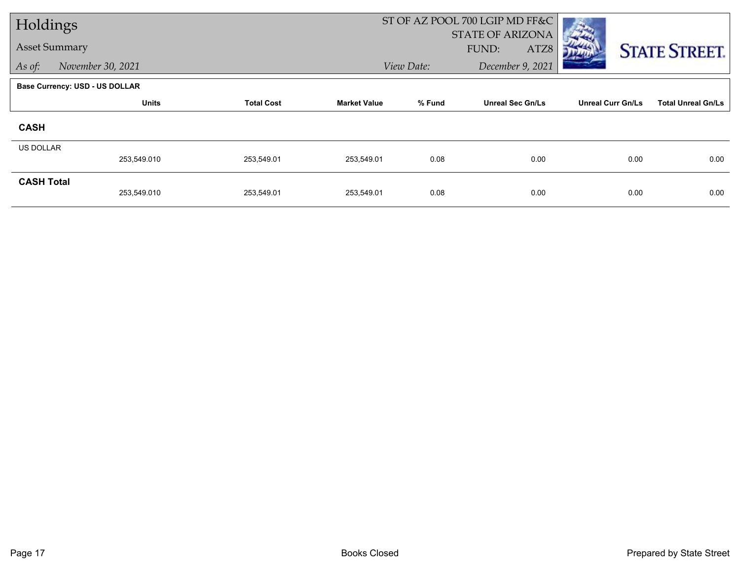# Holdings

Asset Summary

*As of:* *November 30, 2021*

ST OF AZ POOL 700 LGIP MD FF&C
STATE OF ARIZONA
FUND: ATZ8

*View Date:* *December 9, 2021*

**Base Currency: USD - US DOLLAR**

| | Units | Total Cost | Market Value | % Fund | Unreal Sec Gn/Ls | Unreal Curr Gn/Ls | Total Unreal Gn/Ls |
|---|---|---|---|---|---|---|---|
| **CASH** | | | | | | | |
| US DOLLAR | 253,549.010 | 253,549.01 | 253,549.01 | 0.08 | 0.00 | 0.00 | 0.00 |
| **CASH Total** | 253,549.010 | 253,549.01 | 253,549.01 | 0.08 | 0.00 | 0.00 | 0.00 |

Books Closed

Prepared by State Street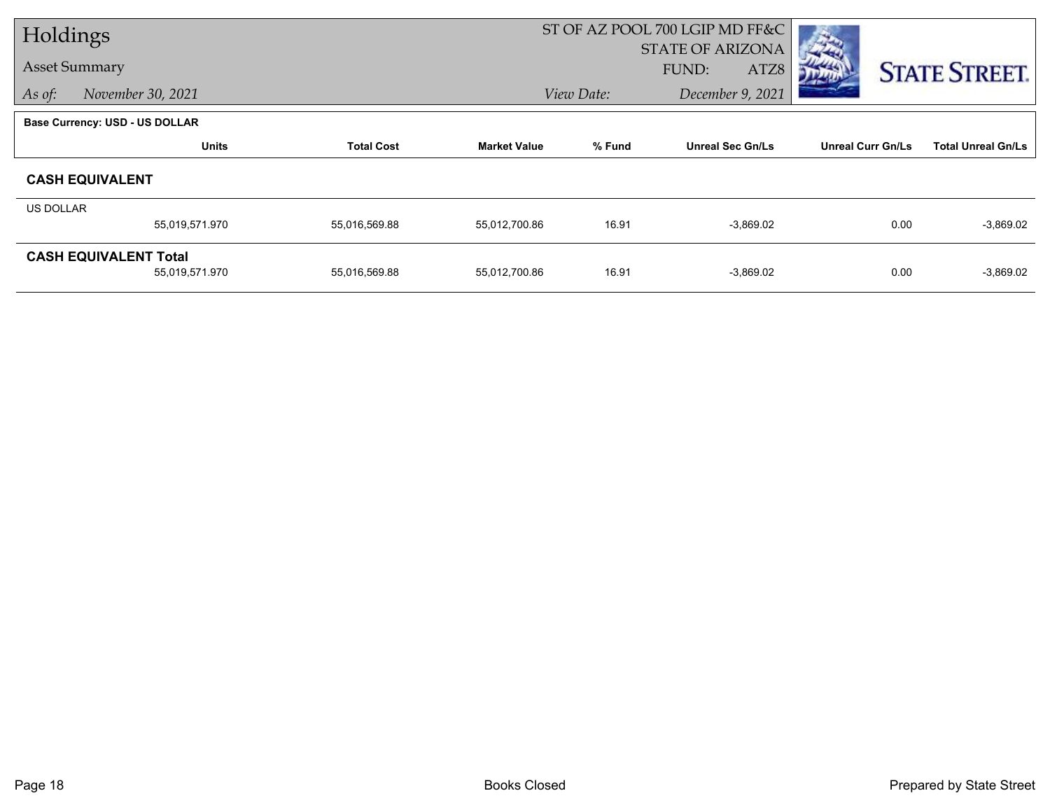# Holdings

## Asset Summary

*As of:* *November 30, 2021*

ST OF AZ POOL 700 LGIP MD FF&C
STATE OF ARIZONA
FUND: ATZ8
*View Date:* *December 9, 2021*

STATE STREET.

**Base Currency: USD - US DOLLAR**

| | Units | Total Cost | Market Value | % Fund | Unreal Sec Gn/Ls | Unreal Curr Gn/Ls | Total Unreal Gn/Ls |
|---|---|---|---|---|---|---|---|
| **CASH EQUIVALENT** | | | | | | | |
| US DOLLAR | | | | | | | |
| | 55,019,571.970 | 55,016,569.88 | 55,012,700.86 | 16.91 | -3,869.02 | 0.00 | -3,869.02 |
| **CASH EQUIVALENT Total** | | | | | | | |
| | 55,019,571.970 | 55,016,569.88 | 55,012,700.86 | 16.91 | -3,869.02 | 0.00 | -3,869.02 |

Books Closed

Prepared by State Street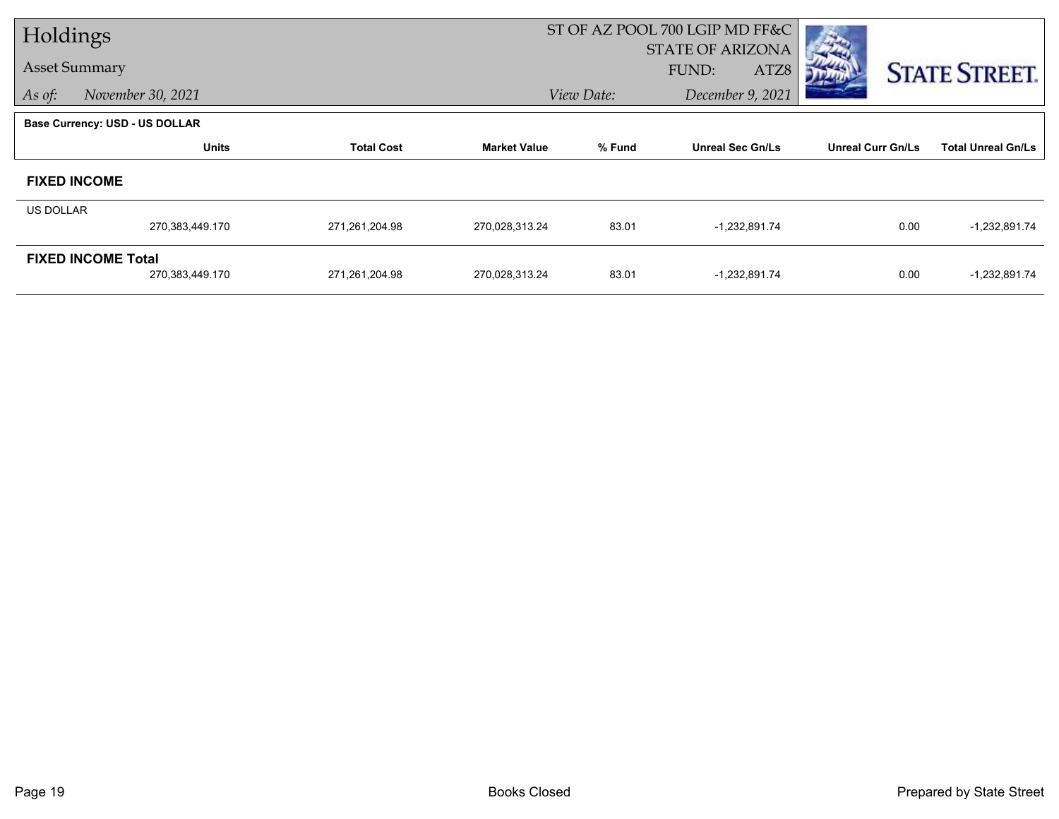# Holdings

## Asset Summary

*As of:* November 30, 2021

ST OF AZ POOL 700 LGIP MD FF&C
STATE OF ARIZONA
FUND: ATZ8
*View Date:* December 9, 2021

**Base Currency: USD - US DOLLAR**

| | Units | Total Cost | Market Value | % Fund | Unreal Sec Gn/Ls | Unreal Curr Gn/Ls | Total Unreal Gn/Ls |
|---|---|---|---|---|---|---|---|
| **FIXED INCOME** | | | | | | | |
| US DOLLAR | 270,383,449.170 | 271,261,204.98 | 270,028,313.24 | 83.01 | -1,232,891.74 | 0.00 | -1,232,891.74 |
| **FIXED INCOME Total** | 270,383,449.170 | 271,261,204.98 | 270,028,313.24 | 83.01 | -1,232,891.74 | 0.00 | -1,232,891.74 |

Books Closed

Prepared by State Street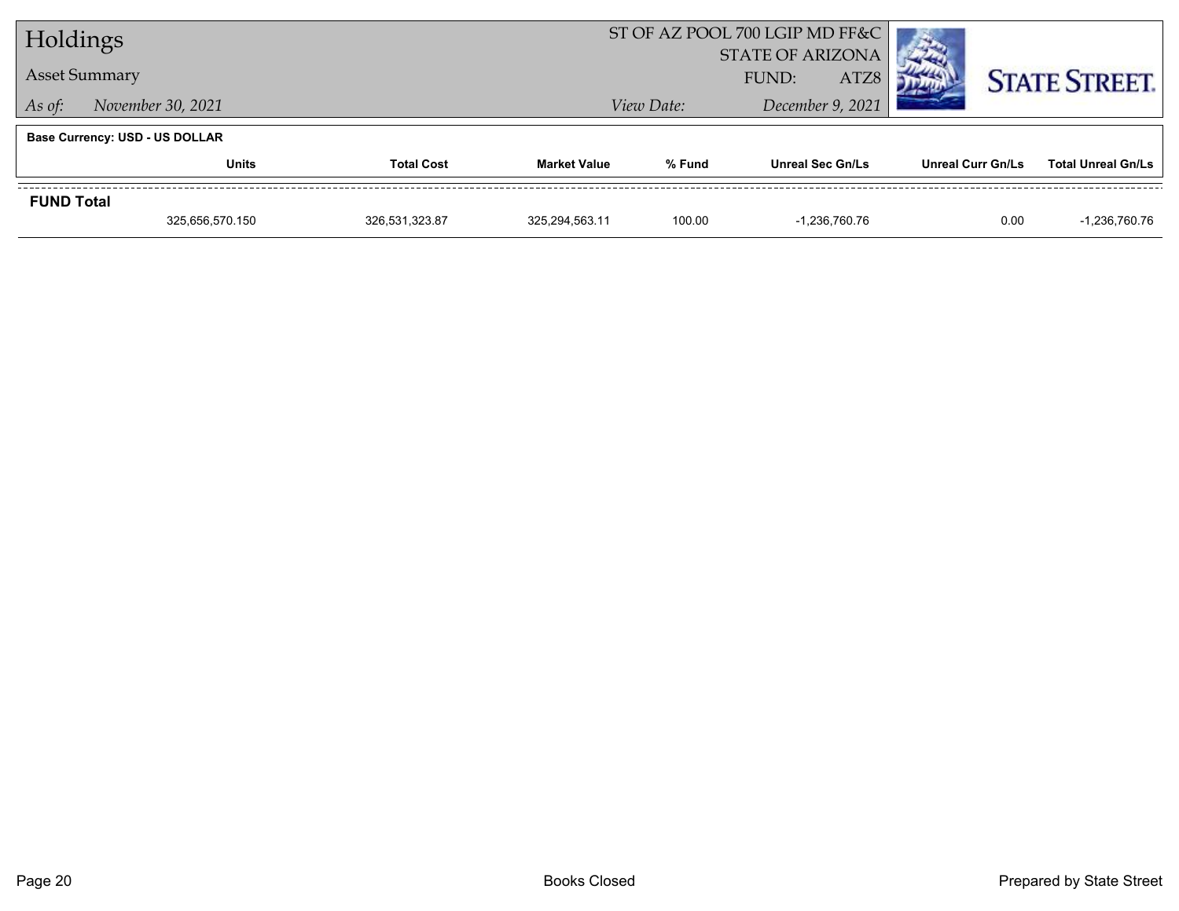# Holdings

## Asset Summary

*As of:* *November 30, 2021*

ST OF AZ POOL 700 LGIP MD FF&C
STATE OF ARIZONA
FUND: ATZ8

*View Date:* *December 9, 2021*

**Base Currency: USD - US DOLLAR**

| | Units | Total Cost | Market Value | % Fund | Unreal Sec Gn/Ls | Unreal Curr Gn/Ls | Total Unreal Gn/Ls |
|---|---|---|---|---|---|---|---|
| **FUND Total** | | | | | | | |
| | 325,656,570.150 | 326,531,323.87 | 325,294,563.11 | 100.00 | -1,236,760.76 | 0.00 | -1,236,760.76 |

Books Closed

Prepared by State Street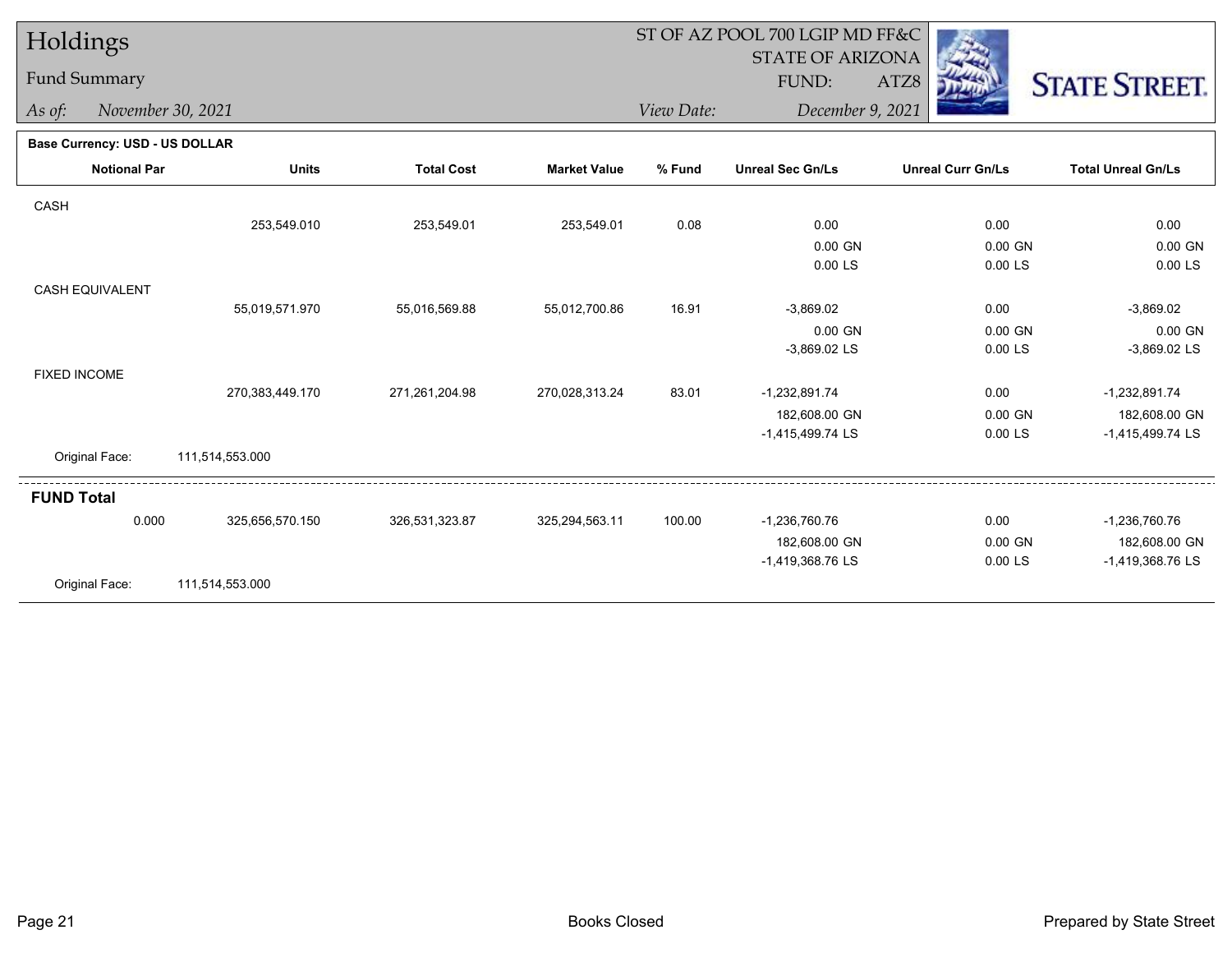# Holdings

Fund Summary

*As of:* *November 30, 2021*

ST OF AZ POOL 700 LGIP MD FF&C
STATE OF ARIZONA
FUND: ATZ8

*View Date:* *December 9, 2021*

STATE STREET.

**Base Currency: USD - US DOLLAR**

| Notional Par | Units | Total Cost | Market Value | % Fund | Unreal Sec Gn/Ls | Unreal Curr Gn/Ls | Total Unreal Gn/Ls |
|---|---|---|---|---|---|---|---|
| CASH | | | | | | | |
| | 253,549.010 | 253,549.01 | 253,549.01 | 0.08 | 0.00 | 0.00 | 0.00 |
| | | | | | 0.00 GN | 0.00 GN | 0.00 GN |
| | | | | | 0.00 LS | 0.00 LS | 0.00 LS |
| CASH EQUIVALENT | | | | | | | |
| | 55,019,571.970 | 55,016,569.88 | 55,012,700.86 | 16.91 | -3,869.02 | 0.00 | -3,869.02 |
| | | | | | 0.00 GN | 0.00 GN | 0.00 GN |
| | | | | | -3,869.02 LS | 0.00 LS | -3,869.02 LS |
| FIXED INCOME | | | | | | | |
| | 270,383,449.170 | 271,261,204.98 | 270,028,313.24 | 83.01 | -1,232,891.74 | 0.00 | -1,232,891.74 |
| | | | | | 182,608.00 GN | 0.00 GN | 182,608.00 GN |
| | | | | | -1,415,499.74 LS | 0.00 LS | -1,415,499.74 LS |
| Original Face: 111,514,553.000 | | | | | | | |
| **FUND Total** | | | | | | | |
| 0.000 | 325,656,570.150 | 326,531,323.87 | 325,294,563.11 | 100.00 | -1,236,760.76 | 0.00 | -1,236,760.76 |
| | | | | | 182,608.00 GN | 0.00 GN | 182,608.00 GN |
| | | | | | -1,419,368.76 LS | 0.00 LS | -1,419,368.76 LS |
| Original Face: 111,514,553.000 | | | | | | | |

Books Closed

Prepared by State Street